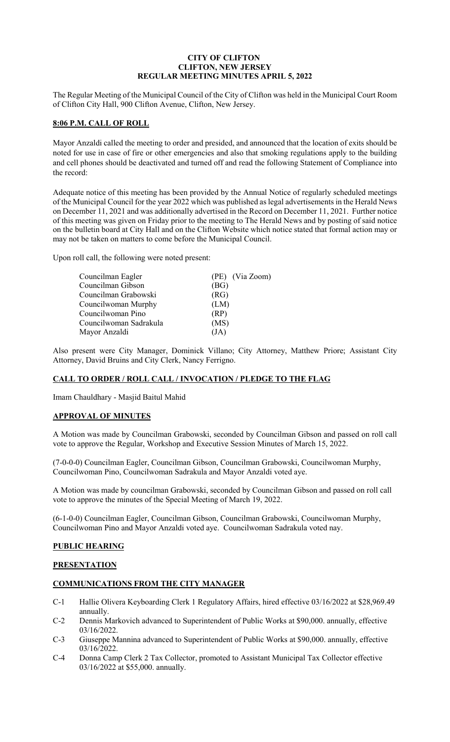# CITY OF CLIFTON
## CLIFTON, NEW JERSEY
## REGULAR MEETING MINUTES APRIL 5, 2022

The Regular Meeting of the Municipal Council of the City of Clifton was held in the Municipal Court Room of Clifton City Hall, 900 Clifton Avenue, Clifton, New Jersey.

**8:06 P.M. CALL OF ROLL**

Mayor Anzaldi called the meeting to order and presided, and announced that the location of exits should be noted for use in case of fire or other emergencies and also that smoking regulations apply to the building and cell phones should be deactivated and turned off and read the following Statement of Compliance into the record:

Adequate notice of this meeting has been provided by the Annual Notice of regularly scheduled meetings of the Municipal Council for the year 2022 which was published as legal advertisements in the Herald News on December 11, 2021 and was additionally advertised in the Record on December 11, 2021. Further notice of this meeting was given on Friday prior to the meeting to The Herald News and by posting of said notice on the bulletin board at City Hall and on the Clifton Website which notice stated that formal action may or may not be taken on matters to come before the Municipal Council.

Upon roll call, the following were noted present:

| | |
|---|---|
| Councilman Eagler | (PE) (Via Zoom) |
| Councilman Gibson | (BG) |
| Councilman Grabowski | (RG) |
| Councilwoman Murphy | (LM) |
| Councilwoman Pino | (RP) |
| Councilwoman Sadrakula | (MS) |
| Mayor Anzaldi | (JA) |

Also present were City Manager, Dominick Villano; City Attorney, Matthew Priore; Assistant City Attorney, David Bruins and City Clerk, Nancy Ferrigno.

**CALL TO ORDER / ROLL CALL / INVOCATION / PLEDGE TO THE FLAG**

Imam Chauldhary - Masjid Baitul Mahid

**APPROVAL OF MINUTES**

A Motion was made by Councilman Grabowski, seconded by Councilman Gibson and passed on roll call vote to approve the Regular, Workshop and Executive Session Minutes of March 15, 2022.

(7-0-0-0) Councilman Eagler, Councilman Gibson, Councilman Grabowski, Councilwoman Murphy, Councilwoman Pino, Councilwoman Sadrakula and Mayor Anzaldi voted aye.

A Motion was made by councilman Grabowski, seconded by Councilman Gibson and passed on roll call vote to approve the minutes of the Special Meeting of March 19, 2022.

(6-1-0-0) Councilman Eagler, Councilman Gibson, Councilman Grabowski, Councilwoman Murphy, Councilwoman Pino and Mayor Anzaldi voted aye. Councilwoman Sadrakula voted nay.

**PUBLIC HEARING**

**PRESENTATION**

**COMMUNICATIONS FROM THE CITY MANAGER**

- C-1 Hallie Olivera Keyboarding Clerk 1 Regulatory Affairs, hired effective 03/16/2022 at $28,969.49 annually.
- C-2 Dennis Markovich advanced to Superintendent of Public Works at $90,000. annually, effective 03/16/2022.
- C-3 Giuseppe Mannina advanced to Superintendent of Public Works at $90,000. annually, effective 03/16/2022.
- C-4 Donna Camp Clerk 2 Tax Collector, promoted to Assistant Municipal Tax Collector effective 03/16/2022 at $55,000. annually.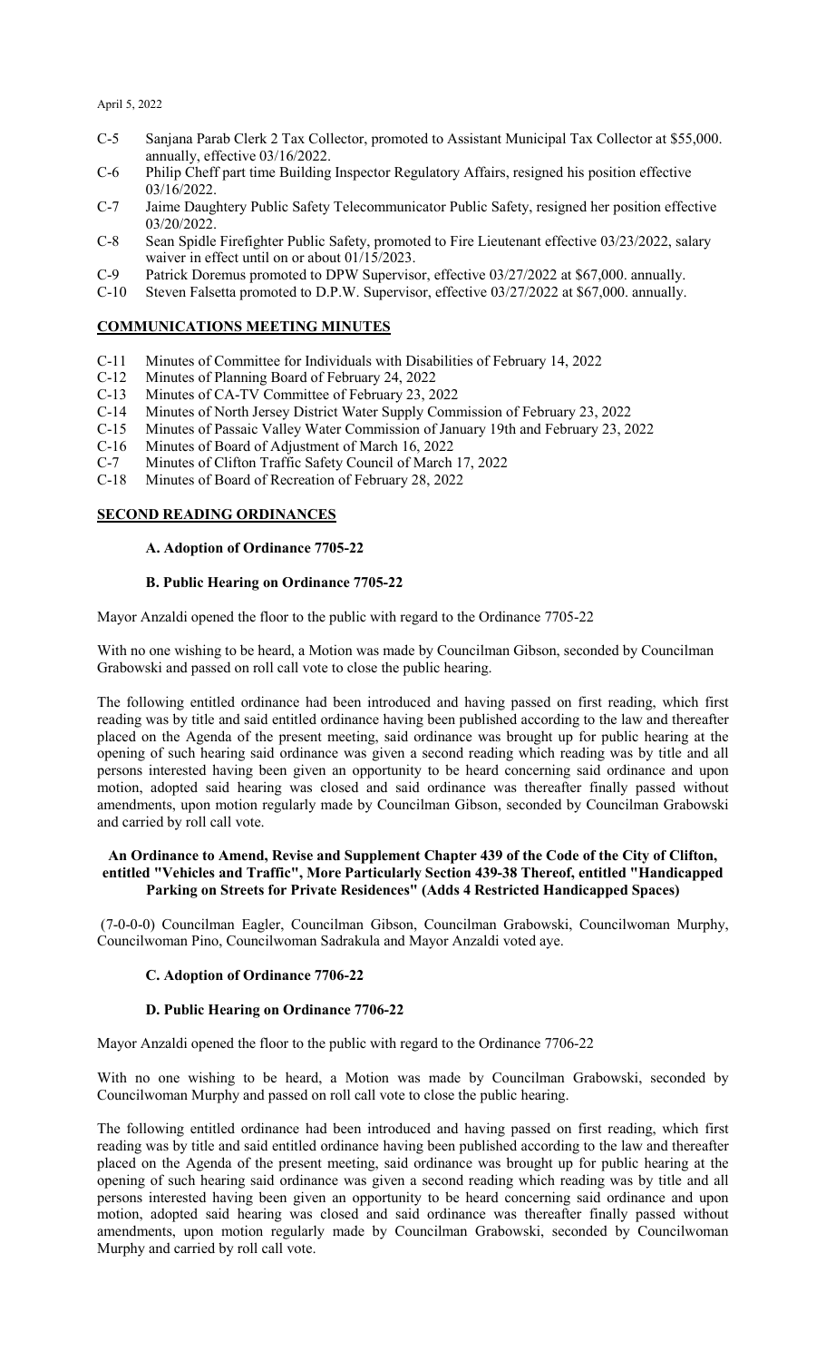April 5, 2022

- C-5 Sanjana Parab Clerk 2 Tax Collector, promoted to Assistant Municipal Tax Collector at $55,000. annually, effective 03/16/2022.
- C-6 Philip Cheff part time Building Inspector Regulatory Affairs, resigned his position effective 03/16/2022.
- C-7 Jaime Daughtery Public Safety Telecommunicator Public Safety, resigned her position effective 03/20/2022.
- C-8 Sean Spidle Firefighter Public Safety, promoted to Fire Lieutenant effective 03/23/2022, salary waiver in effect until on or about 01/15/2023.
- C-9 Patrick Doremus promoted to DPW Supervisor, effective 03/27/2022 at $67,000. annually.
- C-10 Steven Falsetta promoted to D.P.W. Supervisor, effective 03/27/2022 at $67,000. annually.

## COMMUNICATIONS MEETING MINUTES

- C-11 Minutes of Committee for Individuals with Disabilities of February 14, 2022
- C-12 Minutes of Planning Board of February 24, 2022
- C-13 Minutes of CA-TV Committee of February 23, 2022
- C-14 Minutes of North Jersey District Water Supply Commission of February 23, 2022
- C-15 Minutes of Passaic Valley Water Commission of January 19th and February 23, 2022
- C-16 Minutes of Board of Adjustment of March 16, 2022
- C-7 Minutes of Clifton Traffic Safety Council of March 17, 2022
- C-18 Minutes of Board of Recreation of February 28, 2022

## SECOND READING ORDINANCES

### A. Adoption of Ordinance 7705-22

### B. Public Hearing on Ordinance 7705-22

Mayor Anzaldi opened the floor to the public with regard to the Ordinance 7705-22

With no one wishing to be heard, a Motion was made by Councilman Gibson, seconded by Councilman Grabowski and passed on roll call vote to close the public hearing.

The following entitled ordinance had been introduced and having passed on first reading, which first reading was by title and said entitled ordinance having been published according to the law and thereafter placed on the Agenda of the present meeting, said ordinance was brought up for public hearing at the opening of such hearing said ordinance was given a second reading which reading was by title and all persons interested having been given an opportunity to be heard concerning said ordinance and upon motion, adopted said hearing was closed and said ordinance was thereafter finally passed without amendments, upon motion regularly made by Councilman Gibson, seconded by Councilman Grabowski and carried by roll call vote.

**An Ordinance to Amend, Revise and Supplement Chapter 439 of the Code of the City of Clifton, entitled "Vehicles and Traffic", More Particularly Section 439-38 Thereof, entitled "Handicapped Parking on Streets for Private Residences" (Adds 4 Restricted Handicapped Spaces)**

(7-0-0-0) Councilman Eagler, Councilman Gibson, Councilman Grabowski, Councilwoman Murphy, Councilwoman Pino, Councilwoman Sadrakula and Mayor Anzaldi voted aye.

### C. Adoption of Ordinance 7706-22

### D. Public Hearing on Ordinance 7706-22

Mayor Anzaldi opened the floor to the public with regard to the Ordinance 7706-22

With no one wishing to be heard, a Motion was made by Councilman Grabowski, seconded by Councilwoman Murphy and passed on roll call vote to close the public hearing.

The following entitled ordinance had been introduced and having passed on first reading, which first reading was by title and said entitled ordinance having been published according to the law and thereafter placed on the Agenda of the present meeting, said ordinance was brought up for public hearing at the opening of such hearing said ordinance was given a second reading which reading was by title and all persons interested having been given an opportunity to be heard concerning said ordinance and upon motion, adopted said hearing was closed and said ordinance was thereafter finally passed without amendments, upon motion regularly made by Councilman Grabowski, seconded by Councilwoman Murphy and carried by roll call vote.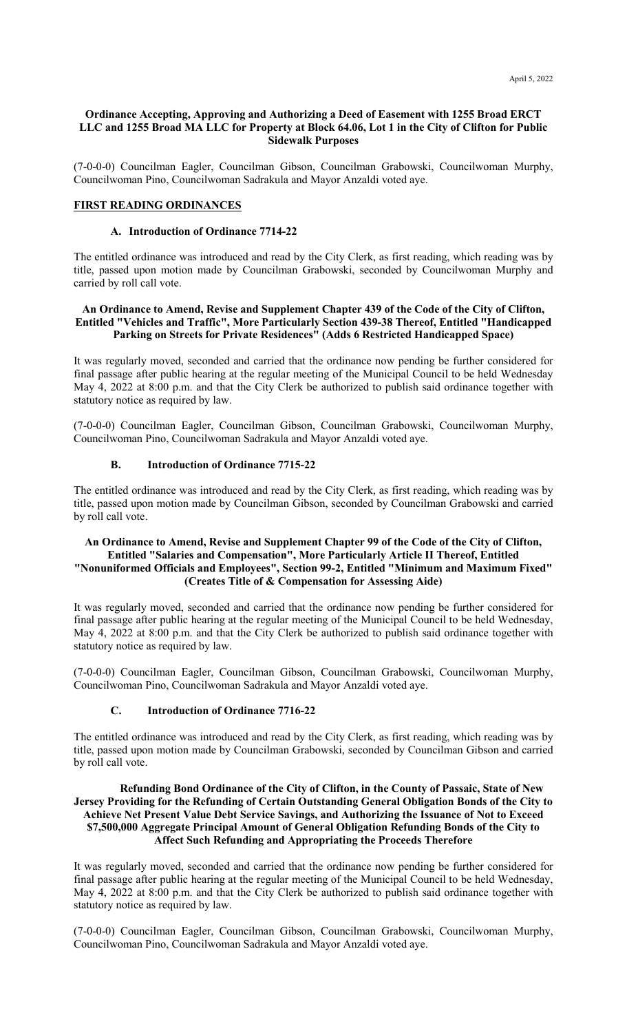**Ordinance Accepting, Approving and Authorizing a Deed of Easement with 1255 Broad ERCT LLC and 1255 Broad MA LLC for Property at Block 64.06, Lot 1 in the City of Clifton for Public Sidewalk Purposes**

(7-0-0-0) Councilman Eagler, Councilman Gibson, Councilman Grabowski, Councilwoman Murphy, Councilwoman Pino, Councilwoman Sadrakula and Mayor Anzaldi voted aye.

## FIRST READING ORDINANCES

### A. Introduction of Ordinance 7714-22

The entitled ordinance was introduced and read by the City Clerk, as first reading, which reading was by title, passed upon motion made by Councilman Grabowski, seconded by Councilwoman Murphy and carried by roll call vote.

**An Ordinance to Amend, Revise and Supplement Chapter 439 of the Code of the City of Clifton, Entitled "Vehicles and Traffic", More Particularly Section 439-38 Thereof, Entitled "Handicapped Parking on Streets for Private Residences" (Adds 6 Restricted Handicapped Space)**

It was regularly moved, seconded and carried that the ordinance now pending be further considered for final passage after public hearing at the regular meeting of the Municipal Council to be held Wednesday May 4, 2022 at 8:00 p.m. and that the City Clerk be authorized to publish said ordinance together with statutory notice as required by law.

(7-0-0-0) Councilman Eagler, Councilman Gibson, Councilman Grabowski, Councilwoman Murphy, Councilwoman Pino, Councilwoman Sadrakula and Mayor Anzaldi voted aye.

### B. Introduction of Ordinance 7715-22

The entitled ordinance was introduced and read by the City Clerk, as first reading, which reading was by title, passed upon motion made by Councilman Gibson, seconded by Councilman Grabowski and carried by roll call vote.

**An Ordinance to Amend, Revise and Supplement Chapter 99 of the Code of the City of Clifton, Entitled "Salaries and Compensation", More Particularly Article II Thereof, Entitled "Nonuniformed Officials and Employees", Section 99-2, Entitled "Minimum and Maximum Fixed" (Creates Title of & Compensation for Assessing Aide)**

It was regularly moved, seconded and carried that the ordinance now pending be further considered for final passage after public hearing at the regular meeting of the Municipal Council to be held Wednesday, May 4, 2022 at 8:00 p.m. and that the City Clerk be authorized to publish said ordinance together with statutory notice as required by law.

(7-0-0-0) Councilman Eagler, Councilman Gibson, Councilman Grabowski, Councilwoman Murphy, Councilwoman Pino, Councilwoman Sadrakula and Mayor Anzaldi voted aye.

### C. Introduction of Ordinance 7716-22

The entitled ordinance was introduced and read by the City Clerk, as first reading, which reading was by title, passed upon motion made by Councilman Grabowski, seconded by Councilman Gibson and carried by roll call vote.

**Refunding Bond Ordinance of the City of Clifton, in the County of Passaic, State of New Jersey Providing for the Refunding of Certain Outstanding General Obligation Bonds of the City to Achieve Net Present Value Debt Service Savings, and Authorizing the Issuance of Not to Exceed \$7,500,000 Aggregate Principal Amount of General Obligation Refunding Bonds of the City to Affect Such Refunding and Appropriating the Proceeds Therefore**

It was regularly moved, seconded and carried that the ordinance now pending be further considered for final passage after public hearing at the regular meeting of the Municipal Council to be held Wednesday, May 4, 2022 at 8:00 p.m. and that the City Clerk be authorized to publish said ordinance together with statutory notice as required by law.

(7-0-0-0) Councilman Eagler, Councilman Gibson, Councilman Grabowski, Councilwoman Murphy, Councilwoman Pino, Councilwoman Sadrakula and Mayor Anzaldi voted aye.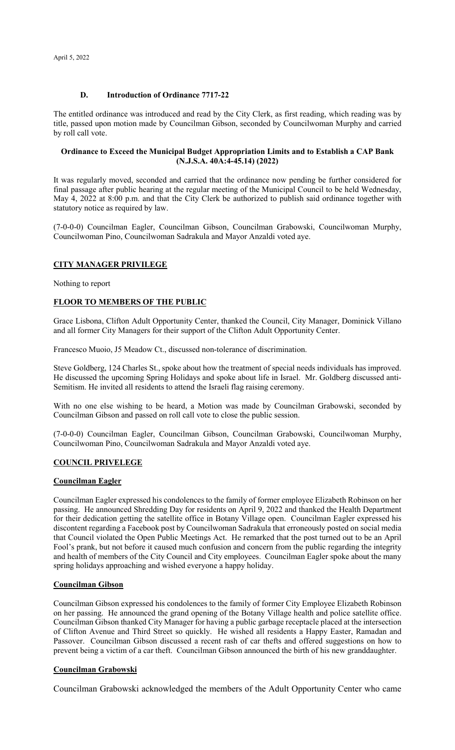### D. Introduction of Ordinance 7717-22

The entitled ordinance was introduced and read by the City Clerk, as first reading, which reading was by title, passed upon motion made by Councilman Gibson, seconded by Councilwoman Murphy and carried by roll call vote.

**Ordinance to Exceed the Municipal Budget Appropriation Limits and to Establish a CAP Bank (N.J.S.A. 40A:4-45.14) (2022)**

It was regularly moved, seconded and carried that the ordinance now pending be further considered for final passage after public hearing at the regular meeting of the Municipal Council to be held Wednesday, May 4, 2022 at 8:00 p.m. and that the City Clerk be authorized to publish said ordinance together with statutory notice as required by law.

(7-0-0-0) Councilman Eagler, Councilman Gibson, Councilman Grabowski, Councilwoman Murphy, Councilwoman Pino, Councilwoman Sadrakula and Mayor Anzaldi voted aye.

## CITY MANAGER PRIVILEGE

Nothing to report

## FLOOR TO MEMBERS OF THE PUBLIC

Grace Lisbona, Clifton Adult Opportunity Center, thanked the Council, City Manager, Dominick Villano and all former City Managers for their support of the Clifton Adult Opportunity Center.

Francesco Muoio, J5 Meadow Ct., discussed non-tolerance of discrimination.

Steve Goldberg, 124 Charles St., spoke about how the treatment of special needs individuals has improved. He discussed the upcoming Spring Holidays and spoke about life in Israel. Mr. Goldberg discussed anti-Semitism. He invited all residents to attend the Israeli flag raising ceremony.

With no one else wishing to be heard, a Motion was made by Councilman Grabowski, seconded by Councilman Gibson and passed on roll call vote to close the public session.

(7-0-0-0) Councilman Eagler, Councilman Gibson, Councilman Grabowski, Councilwoman Murphy, Councilwoman Pino, Councilwoman Sadrakula and Mayor Anzaldi voted aye.

## COUNCIL PRIVELEGE

### Councilman Eagler

Councilman Eagler expressed his condolences to the family of former employee Elizabeth Robinson on her passing. He announced Shredding Day for residents on April 9, 2022 and thanked the Health Department for their dedication getting the satellite office in Botany Village open. Councilman Eagler expressed his discontent regarding a Facebook post by Councilwoman Sadrakula that erroneously posted on social media that Council violated the Open Public Meetings Act. He remarked that the post turned out to be an April Fool's prank, but not before it caused much confusion and concern from the public regarding the integrity and health of members of the City Council and City employees. Councilman Eagler spoke about the many spring holidays approaching and wished everyone a happy holiday.

### Councilman Gibson

Councilman Gibson expressed his condolences to the family of former City Employee Elizabeth Robinson on her passing. He announced the grand opening of the Botany Village health and police satellite office. Councilman Gibson thanked City Manager for having a public garbage receptacle placed at the intersection of Clifton Avenue and Third Street so quickly. He wished all residents a Happy Easter, Ramadan and Passover. Councilman Gibson discussed a recent rash of car thefts and offered suggestions on how to prevent being a victim of a car theft. Councilman Gibson announced the birth of his new granddaughter.

### Councilman Grabowski

Councilman Grabowski acknowledged the members of the Adult Opportunity Center who came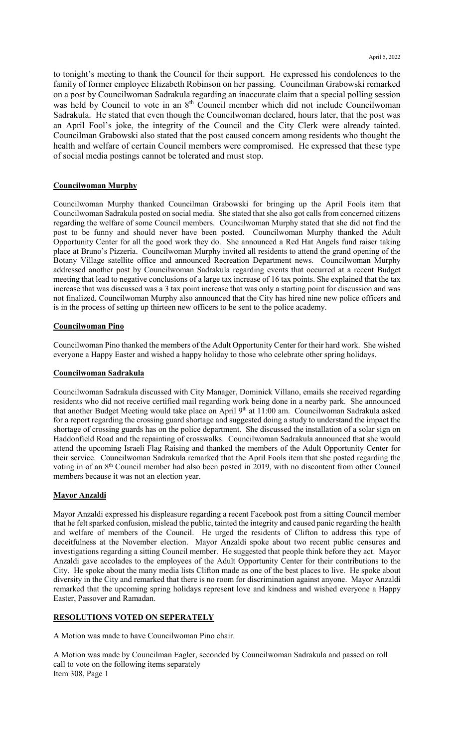to tonight's meeting to thank the Council for their support. He expressed his condolences to the family of former employee Elizabeth Robinson on her passing. Councilman Grabowski remarked on a post by Councilwoman Sadrakula regarding an inaccurate claim that a special polling session was held by Council to vote in an 8th Council member which did not include Councilwoman Sadrakula. He stated that even though the Councilwoman declared, hours later, that the post was an April Fool's joke, the integrity of the Council and the City Clerk were already tainted. Councilman Grabowski also stated that the post caused concern among residents who thought the health and welfare of certain Council members were compromised. He expressed that these type of social media postings cannot be tolerated and must stop.

**Councilwoman Murphy**

Councilwoman Murphy thanked Councilman Grabowski for bringing up the April Fools item that Councilwoman Sadrakula posted on social media. She stated that she also got calls from concerned citizens regarding the welfare of some Council members. Councilwoman Murphy stated that she did not find the post to be funny and should never have been posted. Councilwoman Murphy thanked the Adult Opportunity Center for all the good work they do. She announced a Red Hat Angels fund raiser taking place at Bruno's Pizzeria. Councilwoman Murphy invited all residents to attend the grand opening of the Botany Village satellite office and announced Recreation Department news. Councilwoman Murphy addressed another post by Councilwoman Sadrakula regarding events that occurred at a recent Budget meeting that lead to negative conclusions of a large tax increase of 16 tax points. She explained that the tax increase that was discussed was a 3 tax point increase that was only a starting point for discussion and was not finalized. Councilwoman Murphy also announced that the City has hired nine new police officers and is in the process of setting up thirteen new officers to be sent to the police academy.

**Councilwoman Pino**

Councilwoman Pino thanked the members of the Adult Opportunity Center for their hard work. She wished everyone a Happy Easter and wished a happy holiday to those who celebrate other spring holidays.

**Councilwoman Sadrakula**

Councilwoman Sadrakula discussed with City Manager, Dominick Villano, emails she received regarding residents who did not receive certified mail regarding work being done in a nearby park. She announced that another Budget Meeting would take place on April 9th at 11:00 am. Councilwoman Sadrakula asked for a report regarding the crossing guard shortage and suggested doing a study to understand the impact the shortage of crossing guards has on the police department. She discussed the installation of a solar sign on Haddonfield Road and the repainting of crosswalks. Councilwoman Sadrakula announced that she would attend the upcoming Israeli Flag Raising and thanked the members of the Adult Opportunity Center for their service. Councilwoman Sadrakula remarked that the April Fools item that she posted regarding the voting in of an 8th Council member had also been posted in 2019, with no discontent from other Council members because it was not an election year.

**Mayor Anzaldi**

Mayor Anzaldi expressed his displeasure regarding a recent Facebook post from a sitting Council member that he felt sparked confusion, mislead the public, tainted the integrity and caused panic regarding the health and welfare of members of the Council. He urged the residents of Clifton to address this type of deceitfulness at the November election. Mayor Anzaldi spoke about two recent public censures and investigations regarding a sitting Council member. He suggested that people think before they act. Mayor Anzaldi gave accolades to the employees of the Adult Opportunity Center for their contributions to the City. He spoke about the many media lists Clifton made as one of the best places to live. He spoke about diversity in the City and remarked that there is no room for discrimination against anyone. Mayor Anzaldi remarked that the upcoming spring holidays represent love and kindness and wished everyone a Happy Easter, Passover and Ramadan.

**RESOLUTIONS VOTED ON SEPERATELY**

A Motion was made to have Councilwoman Pino chair.

A Motion was made by Councilman Eagler, seconded by Councilwoman Sadrakula and passed on roll call to vote on the following items separately
Item 308, Page 1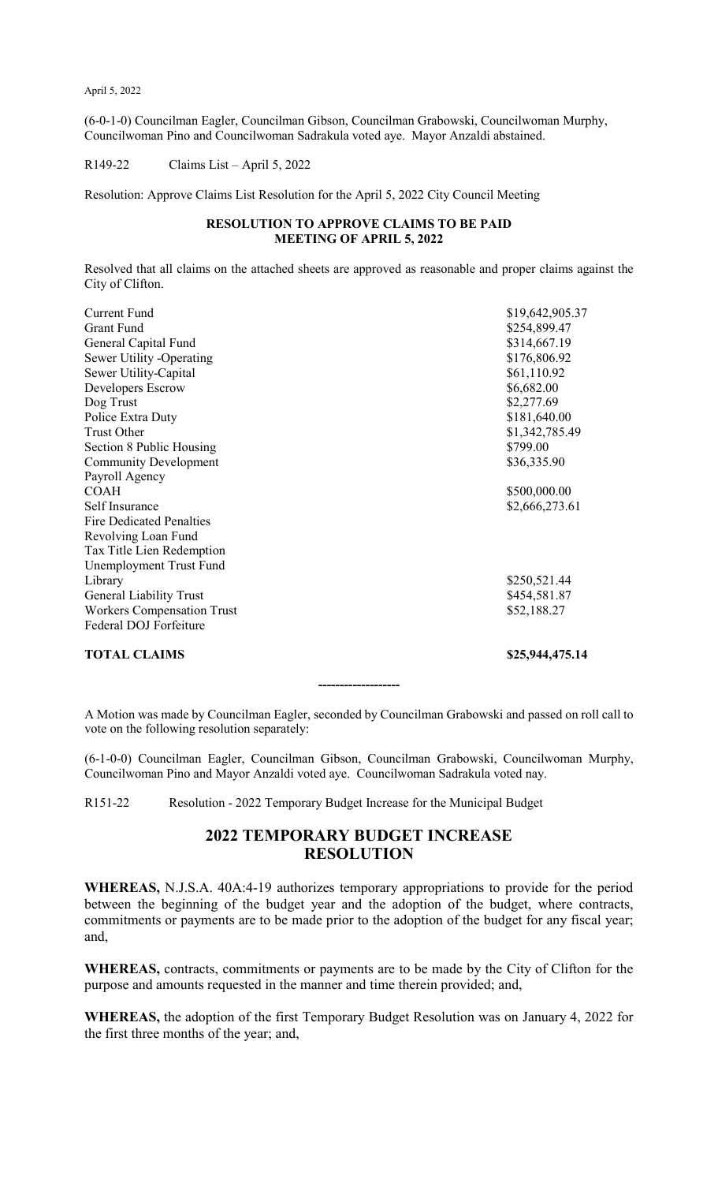April 5, 2022

(6-0-1-0) Councilman Eagler, Councilman Gibson, Councilman Grabowski, Councilwoman Murphy, Councilwoman Pino and Councilwoman Sadrakula voted aye. Mayor Anzaldi abstained.

R149-22 Claims List – April 5, 2022

Resolution: Approve Claims List Resolution for the April 5, 2022 City Council Meeting

**RESOLUTION TO APPROVE CLAIMS TO BE PAID**
**MEETING OF APRIL 5, 2022**

Resolved that all claims on the attached sheets are approved as reasonable and proper claims against the City of Clifton.

| | |
|---|---|
| Current Fund | $19,642,905.37 |
| Grant Fund | $254,899.47 |
| General Capital Fund | $314,667.19 |
| Sewer Utility -Operating | $176,806.92 |
| Sewer Utility-Capital | $61,110.92 |
| Developers Escrow | $6,682.00 |
| Dog Trust | $2,277.69 |
| Police Extra Duty | $181,640.00 |
| Trust Other | $1,342,785.49 |
| Section 8 Public Housing | $799.00 |
| Community Development | $36,335.90 |
| Payroll Agency | |
| COAH | $500,000.00 |
| Self Insurance | $2,666,273.61 |
| Fire Dedicated Penalties | |
| Revolving Loan Fund | |
| Tax Title Lien Redemption | |
| Unemployment Trust Fund | |
| Library | $250,521.44 |
| General Liability Trust | $454,581.87 |
| Workers Compensation Trust | $52,188.27 |
| Federal DOJ Forfeiture | |
| **TOTAL CLAIMS** | **$25,944,475.14** |

-------------------

A Motion was made by Councilman Eagler, seconded by Councilman Grabowski and passed on roll call to vote on the following resolution separately:

(6-1-0-0) Councilman Eagler, Councilman Gibson, Councilman Grabowski, Councilwoman Murphy, Councilwoman Pino and Mayor Anzaldi voted aye. Councilwoman Sadrakula voted nay.

R151-22 Resolution - 2022 Temporary Budget Increase for the Municipal Budget

## 2022 TEMPORARY BUDGET INCREASE RESOLUTION

**WHEREAS,** N.J.S.A. 40A:4-19 authorizes temporary appropriations to provide for the period between the beginning of the budget year and the adoption of the budget, where contracts, commitments or payments are to be made prior to the adoption of the budget for any fiscal year; and,

**WHEREAS,** contracts, commitments or payments are to be made by the City of Clifton for the purpose and amounts requested in the manner and time therein provided; and,

**WHEREAS,** the adoption of the first Temporary Budget Resolution was on January 4, 2022 for the first three months of the year; and,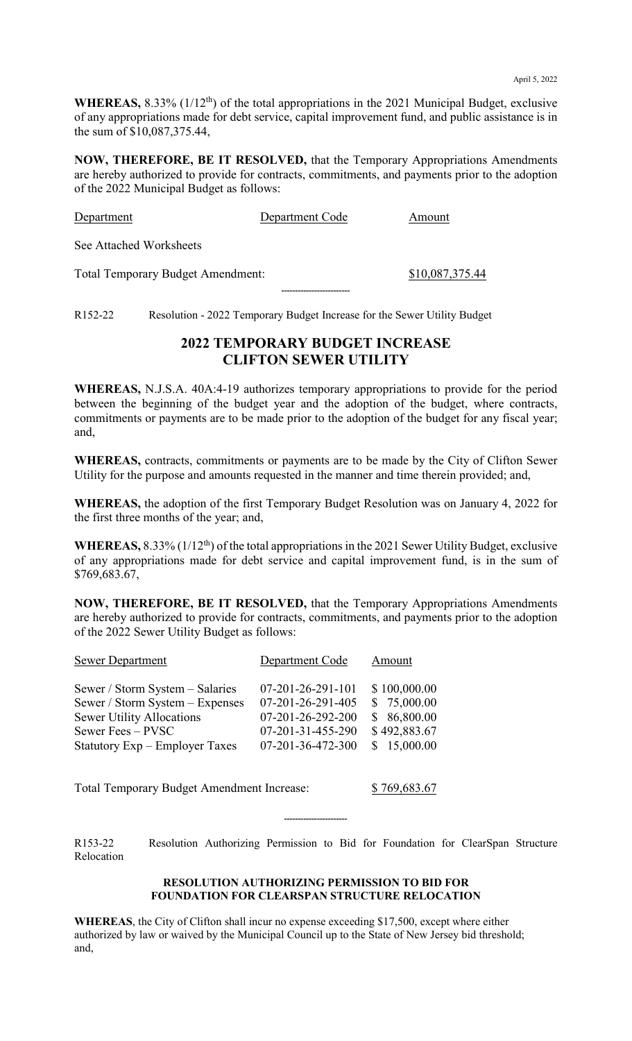**WHEREAS,** 8.33% (1/12th) of the total appropriations in the 2021 Municipal Budget, exclusive of any appropriations made for debt service, capital improvement fund, and public assistance is in the sum of $10,087,375.44,

**NOW, THEREFORE, BE IT RESOLVED,** that the Temporary Appropriations Amendments are hereby authorized to provide for contracts, commitments, and payments prior to the adoption of the 2022 Municipal Budget as follows:

| Department | Department Code | Amount |
|---|---|---|
| See Attached Worksheets | | |
| Total Temporary Budget Amendment: | | $10,087,375.44 |

------------------------

R152-22 Resolution - 2022 Temporary Budget Increase for the Sewer Utility Budget

## 2022 TEMPORARY BUDGET INCREASE CLIFTON SEWER UTILITY

**WHEREAS,** N.J.S.A. 40A:4-19 authorizes temporary appropriations to provide for the period between the beginning of the budget year and the adoption of the budget, where contracts, commitments or payments are to be made prior to the adoption of the budget for any fiscal year; and,

**WHEREAS,** contracts, commitments or payments are to be made by the City of Clifton Sewer Utility for the purpose and amounts requested in the manner and time therein provided; and,

**WHEREAS,** the adoption of the first Temporary Budget Resolution was on January 4, 2022 for the first three months of the year; and,

**WHEREAS,** 8.33% (1/12th) of the total appropriations in the 2021 Sewer Utility Budget, exclusive of any appropriations made for debt service and capital improvement fund, is in the sum of $769,683.67,

**NOW, THEREFORE, BE IT RESOLVED,** that the Temporary Appropriations Amendments are hereby authorized to provide for contracts, commitments, and payments prior to the adoption of the 2022 Sewer Utility Budget as follows:

| Sewer Department | Department Code | Amount |
|---|---|---|
| Sewer / Storm System – Salaries | 07-201-26-291-101 | $ 100,000.00 |
| Sewer / Storm System – Expenses | 07-201-26-291-405 | $ 75,000.00 |
| Sewer Utility Allocations | 07-201-26-292-200 | $ 86,800.00 |
| Sewer Fees – PVSC | 07-201-31-455-290 | $ 492,883.67 |
| Statutory Exp – Employer Taxes | 07-201-36-472-300 | $ 15,000.00 |
| Total Temporary Budget Amendment Increase: | | $ 769,683.67 |

---------------------

R153-22 Resolution Authorizing Permission to Bid for Foundation for ClearSpan Structure Relocation

**RESOLUTION AUTHORIZING PERMISSION TO BID FOR FOUNDATION FOR CLEARSPAN STRUCTURE RELOCATION**

**WHEREAS**, the City of Clifton shall incur no expense exceeding $17,500, except where either authorized by law or waived by the Municipal Council up to the State of New Jersey bid threshold; and,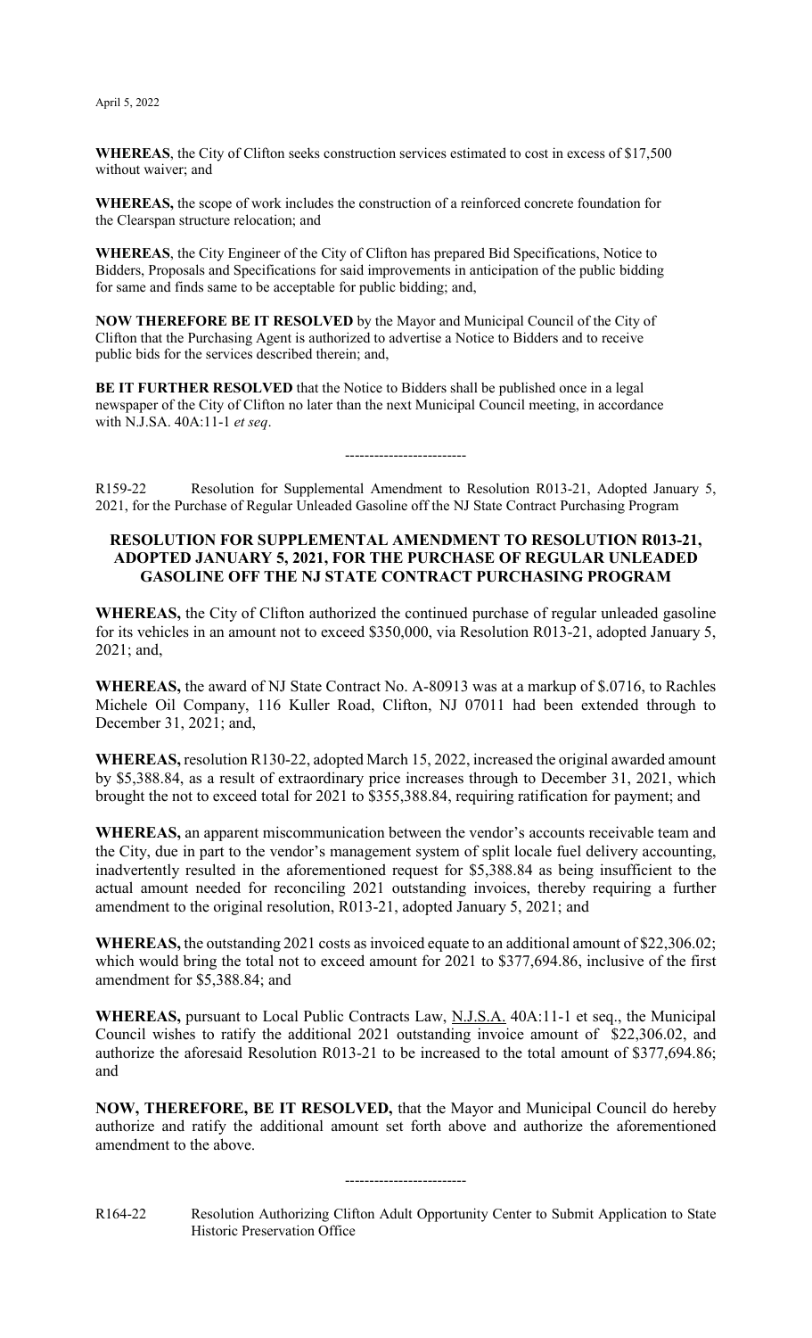April 5, 2022

**WHEREAS**, the City of Clifton seeks construction services estimated to cost in excess of $17,500 without waiver; and

**WHEREAS,** the scope of work includes the construction of a reinforced concrete foundation for the Clearspan structure relocation; and

**WHEREAS**, the City Engineer of the City of Clifton has prepared Bid Specifications, Notice to Bidders, Proposals and Specifications for said improvements in anticipation of the public bidding for same and finds same to be acceptable for public bidding; and,

**NOW THEREFORE BE IT RESOLVED** by the Mayor and Municipal Council of the City of Clifton that the Purchasing Agent is authorized to advertise a Notice to Bidders and to receive public bids for the services described therein; and,

**BE IT FURTHER RESOLVED** that the Notice to Bidders shall be published once in a legal newspaper of the City of Clifton no later than the next Municipal Council meeting, in accordance with N.J.SA. 40A:11-1 *et seq*.

-------------------------

R159-22 Resolution for Supplemental Amendment to Resolution R013-21, Adopted January 5, 2021, for the Purchase of Regular Unleaded Gasoline off the NJ State Contract Purchasing Program

**RESOLUTION FOR SUPPLEMENTAL AMENDMENT TO RESOLUTION R013-21, ADOPTED JANUARY 5, 2021, FOR THE PURCHASE OF REGULAR UNLEADED GASOLINE OFF THE NJ STATE CONTRACT PURCHASING PROGRAM**

**WHEREAS,** the City of Clifton authorized the continued purchase of regular unleaded gasoline for its vehicles in an amount not to exceed $350,000, via Resolution R013-21, adopted January 5, 2021; and,

**WHEREAS,** the award of NJ State Contract No. A-80913 was at a markup of $.0716, to Rachles Michele Oil Company, 116 Kuller Road, Clifton, NJ 07011 had been extended through to December 31, 2021; and,

**WHEREAS,** resolution R130-22, adopted March 15, 2022, increased the original awarded amount by $5,388.84, as a result of extraordinary price increases through to December 31, 2021, which brought the not to exceed total for 2021 to $355,388.84, requiring ratification for payment; and

**WHEREAS,** an apparent miscommunication between the vendor's accounts receivable team and the City, due in part to the vendor's management system of split locale fuel delivery accounting, inadvertently resulted in the aforementioned request for $5,388.84 as being insufficient to the actual amount needed for reconciling 2021 outstanding invoices, thereby requiring a further amendment to the original resolution, R013-21, adopted January 5, 2021; and

**WHEREAS,** the outstanding 2021 costs as invoiced equate to an additional amount of $22,306.02; which would bring the total not to exceed amount for 2021 to $377,694.86, inclusive of the first amendment for $5,388.84; and

**WHEREAS,** pursuant to Local Public Contracts Law, N.J.S.A. 40A:11-1 et seq., the Municipal Council wishes to ratify the additional 2021 outstanding invoice amount of $22,306.02, and authorize the aforesaid Resolution R013-21 to be increased to the total amount of $377,694.86; and

**NOW, THEREFORE, BE IT RESOLVED,** that the Mayor and Municipal Council do hereby authorize and ratify the additional amount set forth above and authorize the aforementioned amendment to the above.

-------------------------

R164-22 Resolution Authorizing Clifton Adult Opportunity Center to Submit Application to State Historic Preservation Office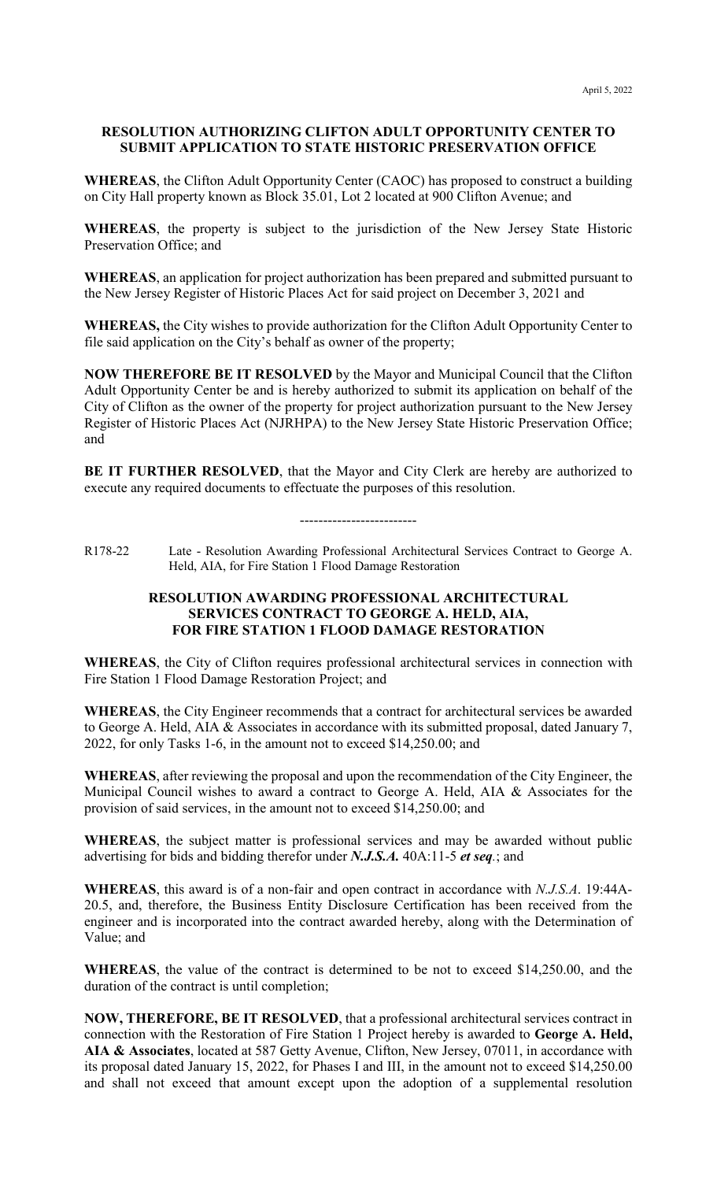April 5, 2022

**RESOLUTION AUTHORIZING CLIFTON ADULT OPPORTUNITY CENTER TO SUBMIT APPLICATION TO STATE HISTORIC PRESERVATION OFFICE**

**WHEREAS**, the Clifton Adult Opportunity Center (CAOC) has proposed to construct a building on City Hall property known as Block 35.01, Lot 2 located at 900 Clifton Avenue; and

**WHEREAS**, the property is subject to the jurisdiction of the New Jersey State Historic Preservation Office; and

**WHEREAS**, an application for project authorization has been prepared and submitted pursuant to the New Jersey Register of Historic Places Act for said project on December 3, 2021 and

**WHEREAS,** the City wishes to provide authorization for the Clifton Adult Opportunity Center to file said application on the City's behalf as owner of the property;

**NOW THEREFORE BE IT RESOLVED** by the Mayor and Municipal Council that the Clifton Adult Opportunity Center be and is hereby authorized to submit its application on behalf of the City of Clifton as the owner of the property for project authorization pursuant to the New Jersey Register of Historic Places Act (NJRHPA) to the New Jersey State Historic Preservation Office; and

**BE IT FURTHER RESOLVED**, that the Mayor and City Clerk are hereby are authorized to execute any required documents to effectuate the purposes of this resolution.

-------------------------

R178-22 Late - Resolution Awarding Professional Architectural Services Contract to George A. Held, AIA, for Fire Station 1 Flood Damage Restoration

**RESOLUTION AWARDING PROFESSIONAL ARCHITECTURAL SERVICES CONTRACT TO GEORGE A. HELD, AIA, FOR FIRE STATION 1 FLOOD DAMAGE RESTORATION**

**WHEREAS**, the City of Clifton requires professional architectural services in connection with Fire Station 1 Flood Damage Restoration Project; and

**WHEREAS**, the City Engineer recommends that a contract for architectural services be awarded to George A. Held, AIA & Associates in accordance with its submitted proposal, dated January 7, 2022, for only Tasks 1-6, in the amount not to exceed $14,250.00; and

**WHEREAS**, after reviewing the proposal and upon the recommendation of the City Engineer, the Municipal Council wishes to award a contract to George A. Held, AIA & Associates for the provision of said services, in the amount not to exceed $14,250.00; and

**WHEREAS**, the subject matter is professional services and may be awarded without public advertising for bids and bidding therefor under ***N.J.S.A.*** 40A:11-5 ***et seq***.; and

**WHEREAS**, this award is of a non-fair and open contract in accordance with *N.J.S.A*. 19:44A-20.5, and, therefore, the Business Entity Disclosure Certification has been received from the engineer and is incorporated into the contract awarded hereby, along with the Determination of Value; and

**WHEREAS**, the value of the contract is determined to be not to exceed $14,250.00, and the duration of the contract is until completion;

**NOW, THEREFORE, BE IT RESOLVED**, that a professional architectural services contract in connection with the Restoration of Fire Station 1 Project hereby is awarded to **George A. Held, AIA & Associates**, located at 587 Getty Avenue, Clifton, New Jersey, 07011, in accordance with its proposal dated January 15, 2022, for Phases I and III, in the amount not to exceed $14,250.00 and shall not exceed that amount except upon the adoption of a supplemental resolution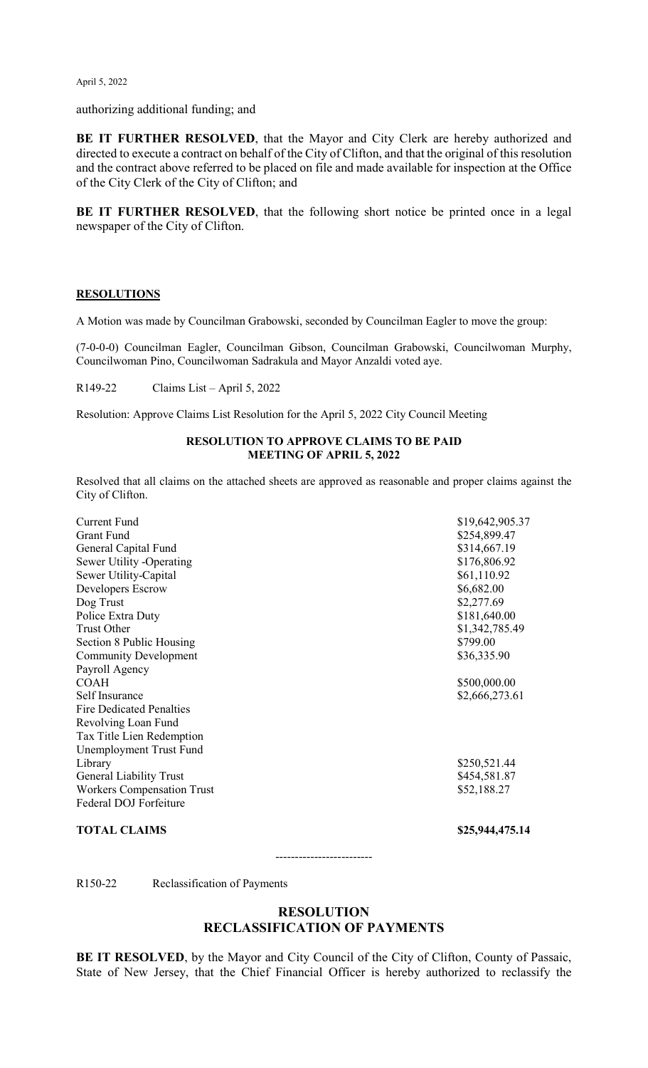authorizing additional funding; and

**BE IT FURTHER RESOLVED**, that the Mayor and City Clerk are hereby authorized and directed to execute a contract on behalf of the City of Clifton, and that the original of this resolution and the contract above referred to be placed on file and made available for inspection at the Office of the City Clerk of the City of Clifton; and

**BE IT FURTHER RESOLVED**, that the following short notice be printed once in a legal newspaper of the City of Clifton.

## RESOLUTIONS

A Motion was made by Councilman Grabowski, seconded by Councilman Eagler to move the group:

(7-0-0-0) Councilman Eagler, Councilman Gibson, Councilman Grabowski, Councilwoman Murphy, Councilwoman Pino, Councilwoman Sadrakula and Mayor Anzaldi voted aye.

R149-22 Claims List – April 5, 2022

Resolution: Approve Claims List Resolution for the April 5, 2022 City Council Meeting

**RESOLUTION TO APPROVE CLAIMS TO BE PAID**
**MEETING OF APRIL 5, 2022**

Resolved that all claims on the attached sheets are approved as reasonable and proper claims against the City of Clifton.

| | |
|---|---|
| Current Fund | $19,642,905.37 |
| Grant Fund | $254,899.47 |
| General Capital Fund | $314,667.19 |
| Sewer Utility -Operating | $176,806.92 |
| Sewer Utility-Capital | $61,110.92 |
| Developers Escrow | $6,682.00 |
| Dog Trust | $2,277.69 |
| Police Extra Duty | $181,640.00 |
| Trust Other | $1,342,785.49 |
| Section 8 Public Housing | $799.00 |
| Community Development | $36,335.90 |
| Payroll Agency | |
| COAH | $500,000.00 |
| Self Insurance | $2,666,273.61 |
| Fire Dedicated Penalties | |
| Revolving Loan Fund | |
| Tax Title Lien Redemption | |
| Unemployment Trust Fund | |
| Library | $250,521.44 |
| General Liability Trust | $454,581.87 |
| Workers Compensation Trust | $52,188.27 |
| Federal DOJ Forfeiture | |
| **TOTAL CLAIMS** | **$25,944,475.14** |

-------------------------

R150-22 Reclassification of Payments

## RESOLUTION
## RECLASSIFICATION OF PAYMENTS

**BE IT RESOLVED**, by the Mayor and City Council of the City of Clifton, County of Passaic, State of New Jersey, that the Chief Financial Officer is hereby authorized to reclassify the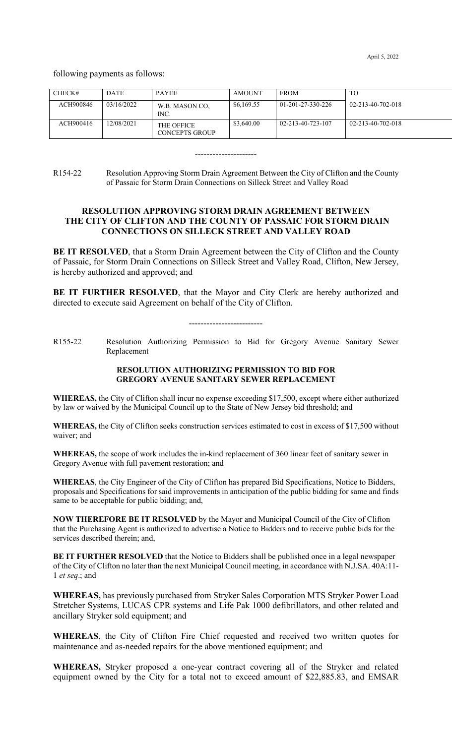following payments as follows:

| CHECK# | DATE | PAYEE | AMOUNT | FROM | TO |
|---|---|---|---|---|---|
| ACH900846 | 03/16/2022 | W.B. MASON CO, INC. | $6,169.55 | 01-201-27-330-226 | 02-213-40-702-018 |
| ACH900416 | 12/08/2021 | THE OFFICE CONCEPTS GROUP | $3,640.00 | 02-213-40-723-107 | 02-213-40-702-018 |

---------------------

R154-22 Resolution Approving Storm Drain Agreement Between the City of Clifton and the County of Passaic for Storm Drain Connections on Silleck Street and Valley Road

## RESOLUTION APPROVING STORM DRAIN AGREEMENT BETWEEN THE CITY OF CLIFTON AND THE COUNTY OF PASSAIC FOR STORM DRAIN CONNECTIONS ON SILLECK STREET AND VALLEY ROAD

**BE IT RESOLVED**, that a Storm Drain Agreement between the City of Clifton and the County of Passaic, for Storm Drain Connections on Silleck Street and Valley Road, Clifton, New Jersey, is hereby authorized and approved; and

**BE IT FURTHER RESOLVED**, that the Mayor and City Clerk are hereby authorized and directed to execute said Agreement on behalf of the City of Clifton.

-------------------------

R155-22 Resolution Authorizing Permission to Bid for Gregory Avenue Sanitary Sewer Replacement

## RESOLUTION AUTHORIZING PERMISSION TO BID FOR GREGORY AVENUE SANITARY SEWER REPLACEMENT

**WHEREAS,** the City of Clifton shall incur no expense exceeding $17,500, except where either authorized by law or waived by the Municipal Council up to the State of New Jersey bid threshold; and

**WHEREAS,** the City of Clifton seeks construction services estimated to cost in excess of $17,500 without waiver; and

**WHEREAS,** the scope of work includes the in-kind replacement of 360 linear feet of sanitary sewer in Gregory Avenue with full pavement restoration; and

**WHEREAS**, the City Engineer of the City of Clifton has prepared Bid Specifications, Notice to Bidders, proposals and Specifications for said improvements in anticipation of the public bidding for same and finds same to be acceptable for public bidding; and,

**NOW THEREFORE BE IT RESOLVED** by the Mayor and Municipal Council of the City of Clifton that the Purchasing Agent is authorized to advertise a Notice to Bidders and to receive public bids for the services described therein; and,

**BE IT FURTHER RESOLVED** that the Notice to Bidders shall be published once in a legal newspaper of the City of Clifton no later than the next Municipal Council meeting, in accordance with N.J.SA. 40A:11-1 *et seq*.; and

**WHEREAS,** has previously purchased from Stryker Sales Corporation MTS Stryker Power Load Stretcher Systems, LUCAS CPR systems and Life Pak 1000 defibrillators, and other related and ancillary Stryker sold equipment; and

**WHEREAS**, the City of Clifton Fire Chief requested and received two written quotes for maintenance and as-needed repairs for the above mentioned equipment; and

**WHEREAS,** Stryker proposed a one-year contract covering all of the Stryker and related equipment owned by the City for a total not to exceed amount of $22,885.83, and EMSAR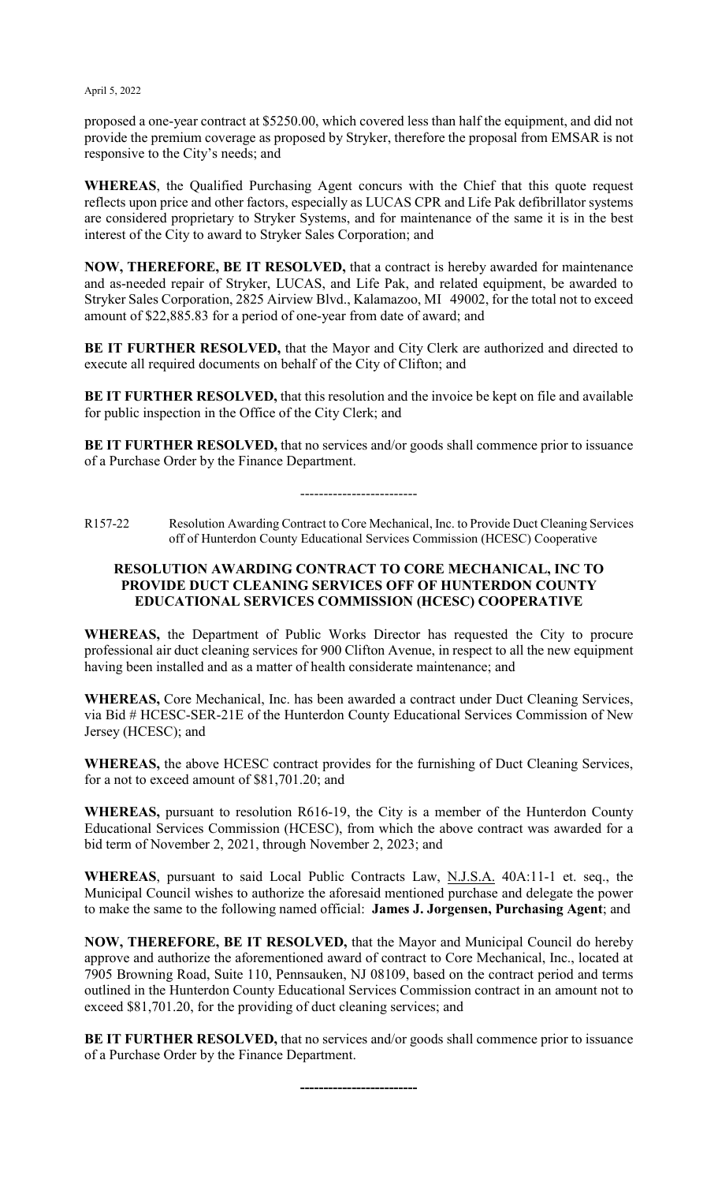proposed a one-year contract at $5250.00, which covered less than half the equipment, and did not provide the premium coverage as proposed by Stryker, therefore the proposal from EMSAR is not responsive to the City's needs; and

**WHEREAS**, the Qualified Purchasing Agent concurs with the Chief that this quote request reflects upon price and other factors, especially as LUCAS CPR and Life Pak defibrillator systems are considered proprietary to Stryker Systems, and for maintenance of the same it is in the best interest of the City to award to Stryker Sales Corporation; and

**NOW, THEREFORE, BE IT RESOLVED,** that a contract is hereby awarded for maintenance and as-needed repair of Stryker, LUCAS, and Life Pak, and related equipment, be awarded to Stryker Sales Corporation, 2825 Airview Blvd., Kalamazoo, MI 49002, for the total not to exceed amount of $22,885.83 for a period of one-year from date of award; and

**BE IT FURTHER RESOLVED,** that the Mayor and City Clerk are authorized and directed to execute all required documents on behalf of the City of Clifton; and

**BE IT FURTHER RESOLVED,** that this resolution and the invoice be kept on file and available for public inspection in the Office of the City Clerk; and

**BE IT FURTHER RESOLVED,** that no services and/or goods shall commence prior to issuance of a Purchase Order by the Finance Department.

-------------------------

R157-22 Resolution Awarding Contract to Core Mechanical, Inc. to Provide Duct Cleaning Services off of Hunterdon County Educational Services Commission (HCESC) Cooperative

**RESOLUTION AWARDING CONTRACT TO CORE MECHANICAL, INC TO PROVIDE DUCT CLEANING SERVICES OFF OF HUNTERDON COUNTY EDUCATIONAL SERVICES COMMISSION (HCESC) COOPERATIVE**

**WHEREAS,** the Department of Public Works Director has requested the City to procure professional air duct cleaning services for 900 Clifton Avenue, in respect to all the new equipment having been installed and as a matter of health considerate maintenance; and

**WHEREAS,** Core Mechanical, Inc. has been awarded a contract under Duct Cleaning Services, via Bid # HCESC-SER-21E of the Hunterdon County Educational Services Commission of New Jersey (HCESC); and

**WHEREAS,** the above HCESC contract provides for the furnishing of Duct Cleaning Services, for a not to exceed amount of $81,701.20; and

**WHEREAS,** pursuant to resolution R616-19, the City is a member of the Hunterdon County Educational Services Commission (HCESC), from which the above contract was awarded for a bid term of November 2, 2021, through November 2, 2023; and

**WHEREAS**, pursuant to said Local Public Contracts Law, N.J.S.A. 40A:11-1 et. seq., the Municipal Council wishes to authorize the aforesaid mentioned purchase and delegate the power to make the same to the following named official: **James J. Jorgensen, Purchasing Agent**; and

**NOW, THEREFORE, BE IT RESOLVED,** that the Mayor and Municipal Council do hereby approve and authorize the aforementioned award of contract to Core Mechanical, Inc., located at 7905 Browning Road, Suite 110, Pennsauken, NJ 08109, based on the contract period and terms outlined in the Hunterdon County Educational Services Commission contract in an amount not to exceed $81,701.20, for the providing of duct cleaning services; and

**BE IT FURTHER RESOLVED,** that no services and/or goods shall commence prior to issuance of a Purchase Order by the Finance Department.

-------------------------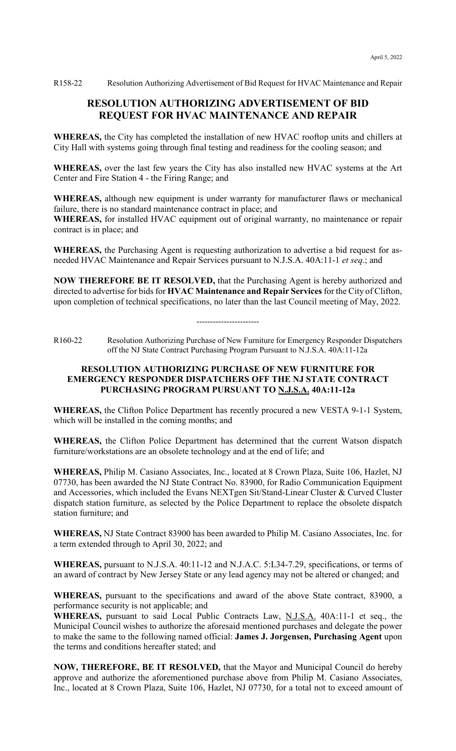April 5, 2022

R158-22 Resolution Authorizing Advertisement of Bid Request for HVAC Maintenance and Repair

## RESOLUTION AUTHORIZING ADVERTISEMENT OF BID REQUEST FOR HVAC MAINTENANCE AND REPAIR

**WHEREAS,** the City has completed the installation of new HVAC rooftop units and chillers at City Hall with systems going through final testing and readiness for the cooling season; and

**WHEREAS,** over the last few years the City has also installed new HVAC systems at the Art Center and Fire Station 4 - the Firing Range; and

**WHEREAS,** although new equipment is under warranty for manufacturer flaws or mechanical failure, there is no standard maintenance contract in place; and

**WHEREAS,** for installed HVAC equipment out of original warranty, no maintenance or repair contract is in place; and

**WHEREAS,** the Purchasing Agent is requesting authorization to advertise a bid request for as-needed HVAC Maintenance and Repair Services pursuant to N.J.S.A. 40A:11-1 *et seq*.; and

**NOW THEREFORE BE IT RESOLVED,** that the Purchasing Agent is hereby authorized and directed to advertise for bids for **HVAC Maintenance and Repair Services** for the City of Clifton, upon completion of technical specifications, no later than the last Council meeting of May, 2022.

-----------------------

R160-22 Resolution Authorizing Purchase of New Furniture for Emergency Responder Dispatchers off the NJ State Contract Purchasing Program Pursuant to N.J.S.A. 40A:11-12a

### RESOLUTION AUTHORIZING PURCHASE OF NEW FURNITURE FOR EMERGENCY RESPONDER DISPATCHERS OFF THE NJ STATE CONTRACT PURCHASING PROGRAM PURSUANT TO N.J.S.A. 40A:11-12a

**WHEREAS,** the Clifton Police Department has recently procured a new VESTA 9-1-1 System, which will be installed in the coming months; and

**WHEREAS,** the Clifton Police Department has determined that the current Watson dispatch furniture/workstations are an obsolete technology and at the end of life; and

**WHEREAS,** Philip M. Casiano Associates, Inc., located at 8 Crown Plaza, Suite 106, Hazlet, NJ 07730, has been awarded the NJ State Contract No. 83900, for Radio Communication Equipment and Accessories, which included the Evans NEXTgen Sit/Stand-Linear Cluster & Curved Cluster dispatch station furniture, as selected by the Police Department to replace the obsolete dispatch station furniture; and

**WHEREAS,** NJ State Contract 83900 has been awarded to Philip M. Casiano Associates, Inc. for a term extended through to April 30, 2022; and

**WHEREAS,** pursuant to N.J.S.A. 40:11-12 and N.J.A.C. 5:L34-7.29, specifications, or terms of an award of contract by New Jersey State or any lead agency may not be altered or changed; and

**WHEREAS,** pursuant to the specifications and award of the above State contract, 83900, a performance security is not applicable; and

**WHEREAS,** pursuant to said Local Public Contracts Law, N.J.S.A. 40A:11-1 et seq., the Municipal Council wishes to authorize the aforesaid mentioned purchases and delegate the power to make the same to the following named official: **James J. Jorgensen, Purchasing Agent** upon the terms and conditions hereafter stated; and

**NOW, THEREFORE, BE IT RESOLVED,** that the Mayor and Municipal Council do hereby approve and authorize the aforementioned purchase above from Philip M. Casiano Associates, Inc., located at 8 Crown Plaza, Suite 106, Hazlet, NJ 07730, for a total not to exceed amount of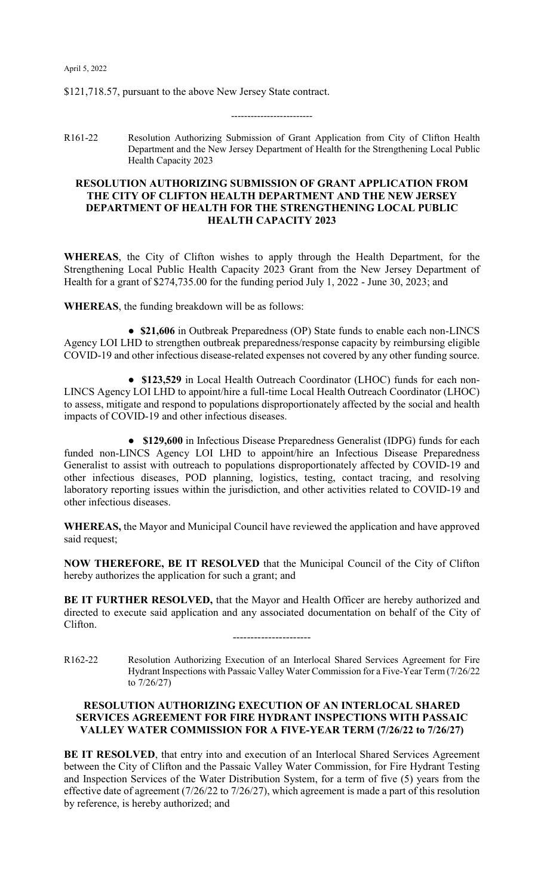$121,718.57, pursuant to the above New Jersey State contract.

------------------------

R161-22 Resolution Authorizing Submission of Grant Application from City of Clifton Health Department and the New Jersey Department of Health for the Strengthening Local Public Health Capacity 2023

**RESOLUTION AUTHORIZING SUBMISSION OF GRANT APPLICATION FROM THE CITY OF CLIFTON HEALTH DEPARTMENT AND THE NEW JERSEY DEPARTMENT OF HEALTH FOR THE STRENGTHENING LOCAL PUBLIC HEALTH CAPACITY 2023**

**WHEREAS**, the City of Clifton wishes to apply through the Health Department, for the Strengthening Local Public Health Capacity 2023 Grant from the New Jersey Department of Health for a grant of $274,735.00 for the funding period July 1, 2022 - June 30, 2023; and

**WHEREAS**, the funding breakdown will be as follows:

- **$21,606** in Outbreak Preparedness (OP) State funds to enable each non-LINCS Agency LOI LHD to strengthen outbreak preparedness/response capacity by reimbursing eligible COVID-19 and other infectious disease-related expenses not covered by any other funding source.

- **$123,529** in Local Health Outreach Coordinator (LHOC) funds for each non-LINCS Agency LOI LHD to appoint/hire a full-time Local Health Outreach Coordinator (LHOC) to assess, mitigate and respond to populations disproportionately affected by the social and health impacts of COVID-19 and other infectious diseases.

- **$129,600** in Infectious Disease Preparedness Generalist (IDPG) funds for each funded non-LINCS Agency LOI LHD to appoint/hire an Infectious Disease Preparedness Generalist to assist with outreach to populations disproportionately affected by COVID-19 and other infectious diseases, POD planning, logistics, testing, contact tracing, and resolving laboratory reporting issues within the jurisdiction, and other activities related to COVID-19 and other infectious diseases.

**WHEREAS,** the Mayor and Municipal Council have reviewed the application and have approved said request;

**NOW THEREFORE, BE IT RESOLVED** that the Municipal Council of the City of Clifton hereby authorizes the application for such a grant; and

**BE IT FURTHER RESOLVED,** that the Mayor and Health Officer are hereby authorized and directed to execute said application and any associated documentation on behalf of the City of Clifton.

----------------------

R162-22 Resolution Authorizing Execution of an Interlocal Shared Services Agreement for Fire Hydrant Inspections with Passaic Valley Water Commission for a Five-Year Term (7/26/22 to 7/26/27)

**RESOLUTION AUTHORIZING EXECUTION OF AN INTERLOCAL SHARED SERVICES AGREEMENT FOR FIRE HYDRANT INSPECTIONS WITH PASSAIC VALLEY WATER COMMISSION FOR A FIVE-YEAR TERM (7/26/22 to 7/26/27)**

**BE IT RESOLVED**, that entry into and execution of an Interlocal Shared Services Agreement between the City of Clifton and the Passaic Valley Water Commission, for Fire Hydrant Testing and Inspection Services of the Water Distribution System, for a term of five (5) years from the effective date of agreement (7/26/22 to 7/26/27), which agreement is made a part of this resolution by reference, is hereby authorized; and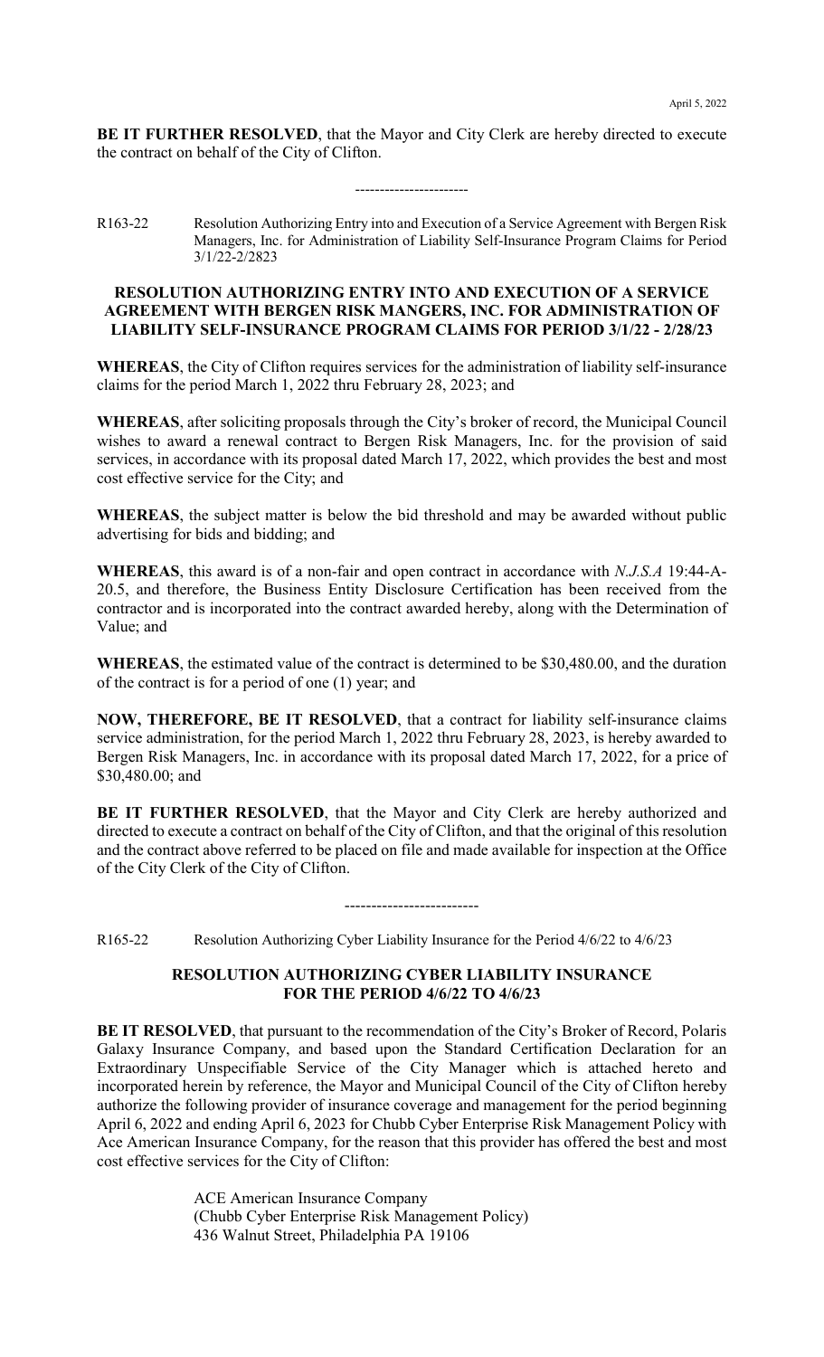**BE IT FURTHER RESOLVED**, that the Mayor and City Clerk are hereby directed to execute the contract on behalf of the City of Clifton.

----------------------

R163-22 Resolution Authorizing Entry into and Execution of a Service Agreement with Bergen Risk Managers, Inc. for Administration of Liability Self-Insurance Program Claims for Period 3/1/22-2/2823

**RESOLUTION AUTHORIZING ENTRY INTO AND EXECUTION OF A SERVICE AGREEMENT WITH BERGEN RISK MANGERS, INC. FOR ADMINISTRATION OF LIABILITY SELF-INSURANCE PROGRAM CLAIMS FOR PERIOD 3/1/22 - 2/28/23**

**WHEREAS**, the City of Clifton requires services for the administration of liability self-insurance claims for the period March 1, 2022 thru February 28, 2023; and

**WHEREAS**, after soliciting proposals through the City's broker of record, the Municipal Council wishes to award a renewal contract to Bergen Risk Managers, Inc. for the provision of said services, in accordance with its proposal dated March 17, 2022, which provides the best and most cost effective service for the City; and

**WHEREAS**, the subject matter is below the bid threshold and may be awarded without public advertising for bids and bidding; and

**WHEREAS**, this award is of a non-fair and open contract in accordance with *N.J.S.A* 19:44-A-20.5, and therefore, the Business Entity Disclosure Certification has been received from the contractor and is incorporated into the contract awarded hereby, along with the Determination of Value; and

**WHEREAS**, the estimated value of the contract is determined to be $30,480.00, and the duration of the contract is for a period of one (1) year; and

**NOW, THEREFORE, BE IT RESOLVED**, that a contract for liability self-insurance claims service administration, for the period March 1, 2022 thru February 28, 2023, is hereby awarded to Bergen Risk Managers, Inc. in accordance with its proposal dated March 17, 2022, for a price of $30,480.00; and

**BE IT FURTHER RESOLVED**, that the Mayor and City Clerk are hereby authorized and directed to execute a contract on behalf of the City of Clifton, and that the original of this resolution and the contract above referred to be placed on file and made available for inspection at the Office of the City Clerk of the City of Clifton.

-------------------------

R165-22 Resolution Authorizing Cyber Liability Insurance for the Period 4/6/22 to 4/6/23

**RESOLUTION AUTHORIZING CYBER LIABILITY INSURANCE FOR THE PERIOD 4/6/22 TO 4/6/23**

**BE IT RESOLVED**, that pursuant to the recommendation of the City's Broker of Record, Polaris Galaxy Insurance Company, and based upon the Standard Certification Declaration for an Extraordinary Unspecifiable Service of the City Manager which is attached hereto and incorporated herein by reference, the Mayor and Municipal Council of the City of Clifton hereby authorize the following provider of insurance coverage and management for the period beginning April 6, 2022 and ending April 6, 2023 for Chubb Cyber Enterprise Risk Management Policy with Ace American Insurance Company, for the reason that this provider has offered the best and most cost effective services for the City of Clifton:

ACE American Insurance Company
(Chubb Cyber Enterprise Risk Management Policy)
436 Walnut Street, Philadelphia PA 19106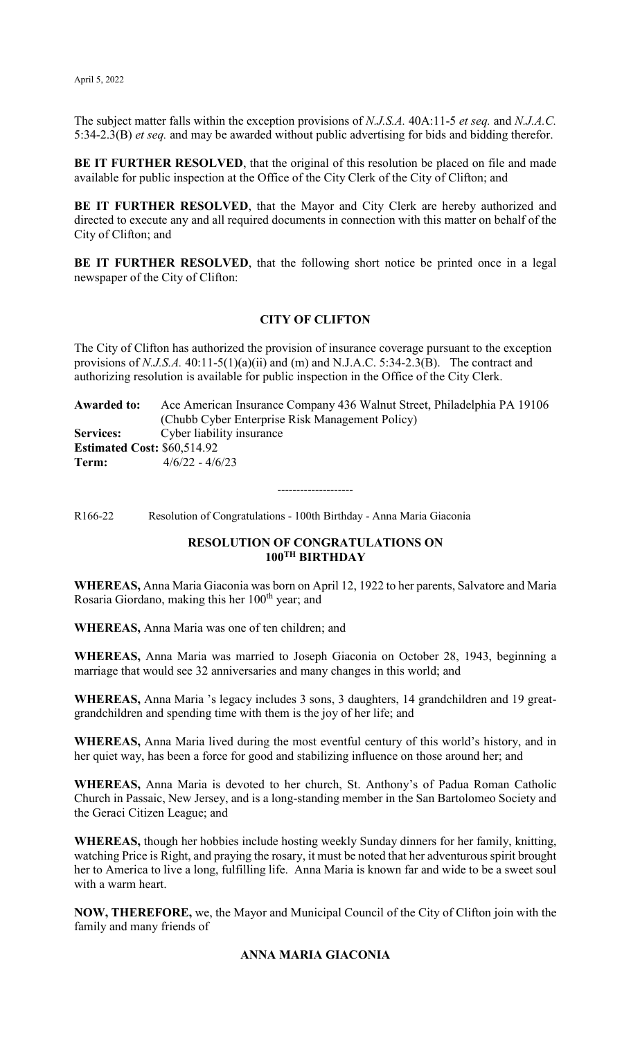The subject matter falls within the exception provisions of *N.J.S.A.* 40A:11-5 *et seq.* and *N.J.A.C.* 5:34-2.3(B) *et seq.* and may be awarded without public advertising for bids and bidding therefor.

**BE IT FURTHER RESOLVED**, that the original of this resolution be placed on file and made available for public inspection at the Office of the City Clerk of the City of Clifton; and

**BE IT FURTHER RESOLVED**, that the Mayor and City Clerk are hereby authorized and directed to execute any and all required documents in connection with this matter on behalf of the City of Clifton; and

**BE IT FURTHER RESOLVED**, that the following short notice be printed once in a legal newspaper of the City of Clifton:

**CITY OF CLIFTON**

The City of Clifton has authorized the provision of insurance coverage pursuant to the exception provisions of *N.J.S.A.* 40:11-5(1)(a)(ii) and (m) and N.J.A.C. 5:34-2.3(B). The contract and authorizing resolution is available for public inspection in the Office of the City Clerk.

**Awarded to:** Ace American Insurance Company 436 Walnut Street, Philadelphia PA 19106 (Chubb Cyber Enterprise Risk Management Policy)
**Services:** Cyber liability insurance
**Estimated Cost:** $60,514.92
**Term:** 4/6/22 - 4/6/23

--------------------

R166-22 Resolution of Congratulations - 100th Birthday - Anna Maria Giaconia

**RESOLUTION OF CONGRATULATIONS ON 100TH BIRTHDAY**

**WHEREAS,** Anna Maria Giaconia was born on April 12, 1922 to her parents, Salvatore and Maria Rosaria Giordano, making this her 100th year; and

**WHEREAS,** Anna Maria was one of ten children; and

**WHEREAS,** Anna Maria was married to Joseph Giaconia on October 28, 1943, beginning a marriage that would see 32 anniversaries and many changes in this world; and

**WHEREAS,** Anna Maria 's legacy includes 3 sons, 3 daughters, 14 grandchildren and 19 great-grandchildren and spending time with them is the joy of her life; and

**WHEREAS,** Anna Maria lived during the most eventful century of this world's history, and in her quiet way, has been a force for good and stabilizing influence on those around her; and

**WHEREAS,** Anna Maria is devoted to her church, St. Anthony's of Padua Roman Catholic Church in Passaic, New Jersey, and is a long-standing member in the San Bartolomeo Society and the Geraci Citizen League; and

**WHEREAS,** though her hobbies include hosting weekly Sunday dinners for her family, knitting, watching Price is Right, and praying the rosary, it must be noted that her adventurous spirit brought her to America to live a long, fulfilling life. Anna Maria is known far and wide to be a sweet soul with a warm heart.

**NOW, THEREFORE,** we, the Mayor and Municipal Council of the City of Clifton join with the family and many friends of

**ANNA MARIA GIACONIA**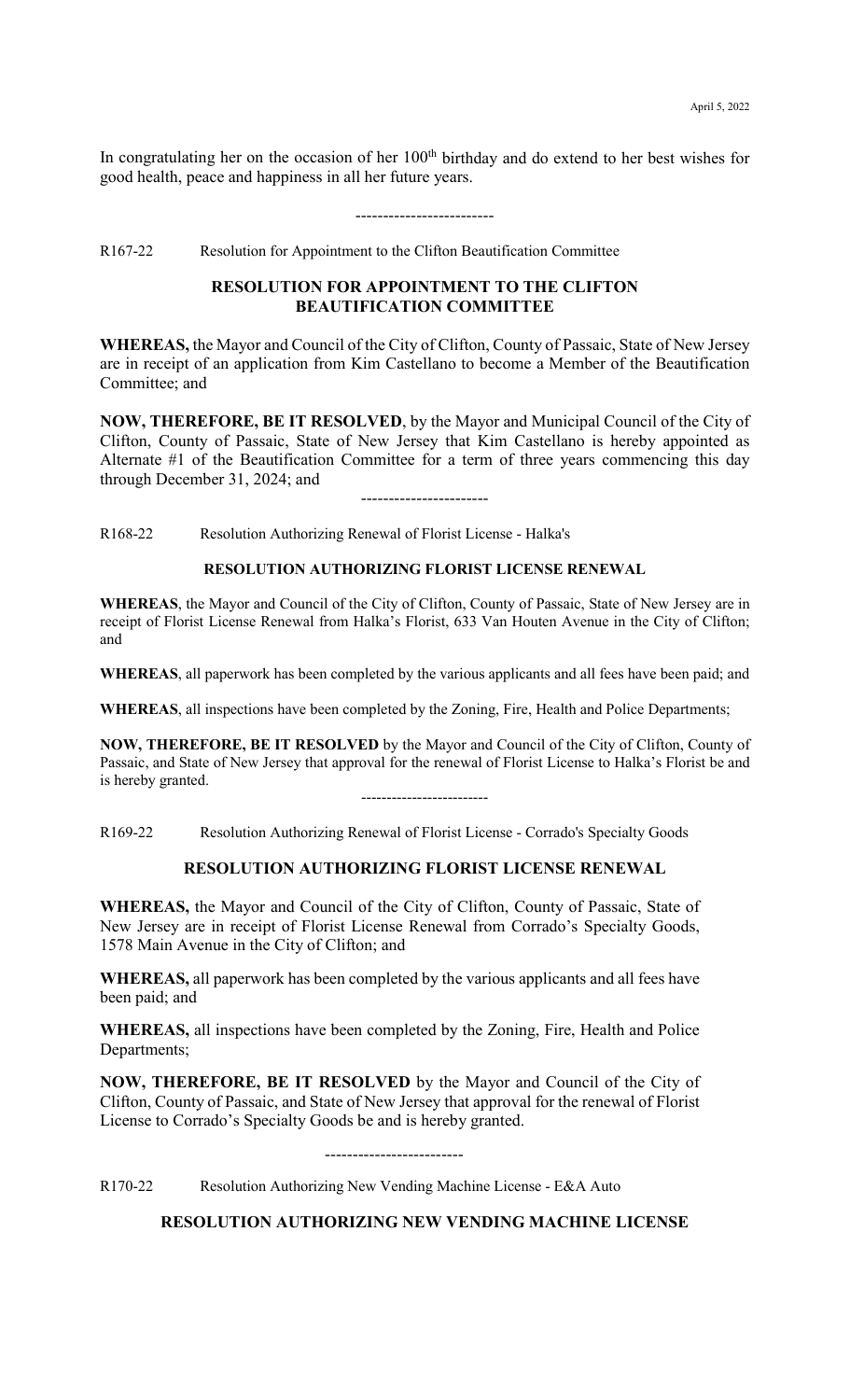In congratulating her on the occasion of her 100th birthday and do extend to her best wishes for good health, peace and happiness in all her future years.

-------------------------

R167-22 Resolution for Appointment to the Clifton Beautification Committee

**RESOLUTION FOR APPOINTMENT TO THE CLIFTON BEAUTIFICATION COMMITTEE**

**WHEREAS,** the Mayor and Council of the City of Clifton, County of Passaic, State of New Jersey are in receipt of an application from Kim Castellano to become a Member of the Beautification Committee; and

**NOW, THEREFORE, BE IT RESOLVED**, by the Mayor and Municipal Council of the City of Clifton, County of Passaic, State of New Jersey that Kim Castellano is hereby appointed as Alternate #1 of the Beautification Committee for a term of three years commencing this day through December 31, 2024; and

-----------------------

R168-22 Resolution Authorizing Renewal of Florist License - Halka's

**RESOLUTION AUTHORIZING FLORIST LICENSE RENEWAL**

**WHEREAS**, the Mayor and Council of the City of Clifton, County of Passaic, State of New Jersey are in receipt of Florist License Renewal from Halka's Florist, 633 Van Houten Avenue in the City of Clifton; and

**WHEREAS**, all paperwork has been completed by the various applicants and all fees have been paid; and

**WHEREAS**, all inspections have been completed by the Zoning, Fire, Health and Police Departments;

**NOW, THEREFORE, BE IT RESOLVED** by the Mayor and Council of the City of Clifton, County of Passaic, and State of New Jersey that approval for the renewal of Florist License to Halka's Florist be and is hereby granted.

-------------------------

R169-22 Resolution Authorizing Renewal of Florist License - Corrado's Specialty Goods

**RESOLUTION AUTHORIZING FLORIST LICENSE RENEWAL**

**WHEREAS,** the Mayor and Council of the City of Clifton, County of Passaic, State of New Jersey are in receipt of Florist License Renewal from Corrado's Specialty Goods, 1578 Main Avenue in the City of Clifton; and

**WHEREAS,** all paperwork has been completed by the various applicants and all fees have been paid; and

**WHEREAS,** all inspections have been completed by the Zoning, Fire, Health and Police Departments;

**NOW, THEREFORE, BE IT RESOLVED** by the Mayor and Council of the City of Clifton, County of Passaic, and State of New Jersey that approval for the renewal of Florist License to Corrado's Specialty Goods be and is hereby granted.

-------------------------

R170-22 Resolution Authorizing New Vending Machine License - E&A Auto

**RESOLUTION AUTHORIZING NEW VENDING MACHINE LICENSE**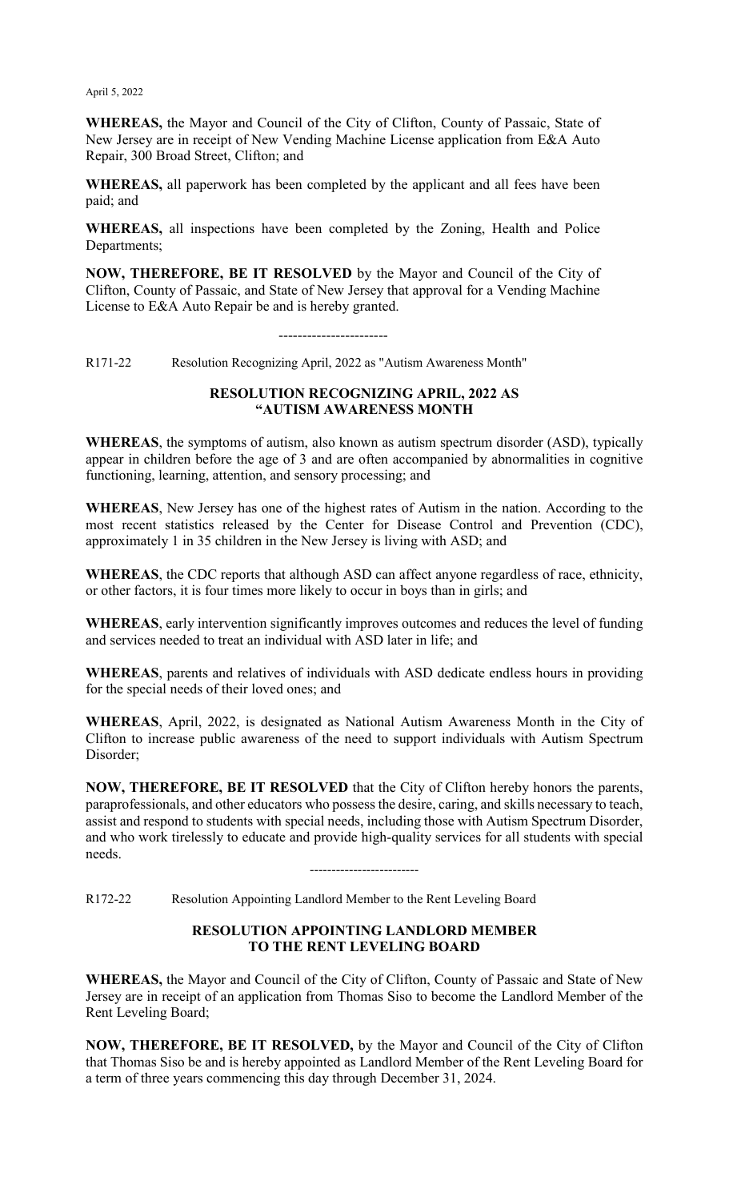April 5, 2022

**WHEREAS,** the Mayor and Council of the City of Clifton, County of Passaic, State of New Jersey are in receipt of New Vending Machine License application from E&A Auto Repair, 300 Broad Street, Clifton; and

**WHEREAS,** all paperwork has been completed by the applicant and all fees have been paid; and

**WHEREAS,** all inspections have been completed by the Zoning, Health and Police Departments;

**NOW, THEREFORE, BE IT RESOLVED** by the Mayor and Council of the City of Clifton, County of Passaic, and State of New Jersey that approval for a Vending Machine License to E&A Auto Repair be and is hereby granted.

-----------------------

R171-22 Resolution Recognizing April, 2022 as "Autism Awareness Month"

**RESOLUTION RECOGNIZING APRIL, 2022 AS "AUTISM AWARENESS MONTH**

**WHEREAS**, the symptoms of autism, also known as autism spectrum disorder (ASD), typically appear in children before the age of 3 and are often accompanied by abnormalities in cognitive functioning, learning, attention, and sensory processing; and

**WHEREAS**, New Jersey has one of the highest rates of Autism in the nation. According to the most recent statistics released by the Center for Disease Control and Prevention (CDC), approximately 1 in 35 children in the New Jersey is living with ASD; and

**WHEREAS**, the CDC reports that although ASD can affect anyone regardless of race, ethnicity, or other factors, it is four times more likely to occur in boys than in girls; and

**WHEREAS**, early intervention significantly improves outcomes and reduces the level of funding and services needed to treat an individual with ASD later in life; and

**WHEREAS**, parents and relatives of individuals with ASD dedicate endless hours in providing for the special needs of their loved ones; and

**WHEREAS**, April, 2022, is designated as National Autism Awareness Month in the City of Clifton to increase public awareness of the need to support individuals with Autism Spectrum Disorder;

**NOW, THEREFORE, BE IT RESOLVED** that the City of Clifton hereby honors the parents, paraprofessionals, and other educators who possess the desire, caring, and skills necessary to teach, assist and respond to students with special needs, including those with Autism Spectrum Disorder, and who work tirelessly to educate and provide high-quality services for all students with special needs.

-------------------------

R172-22 Resolution Appointing Landlord Member to the Rent Leveling Board

**RESOLUTION APPOINTING LANDLORD MEMBER TO THE RENT LEVELING BOARD**

**WHEREAS,** the Mayor and Council of the City of Clifton, County of Passaic and State of New Jersey are in receipt of an application from Thomas Siso to become the Landlord Member of the Rent Leveling Board;

**NOW, THEREFORE, BE IT RESOLVED,** by the Mayor and Council of the City of Clifton that Thomas Siso be and is hereby appointed as Landlord Member of the Rent Leveling Board for a term of three years commencing this day through December 31, 2024.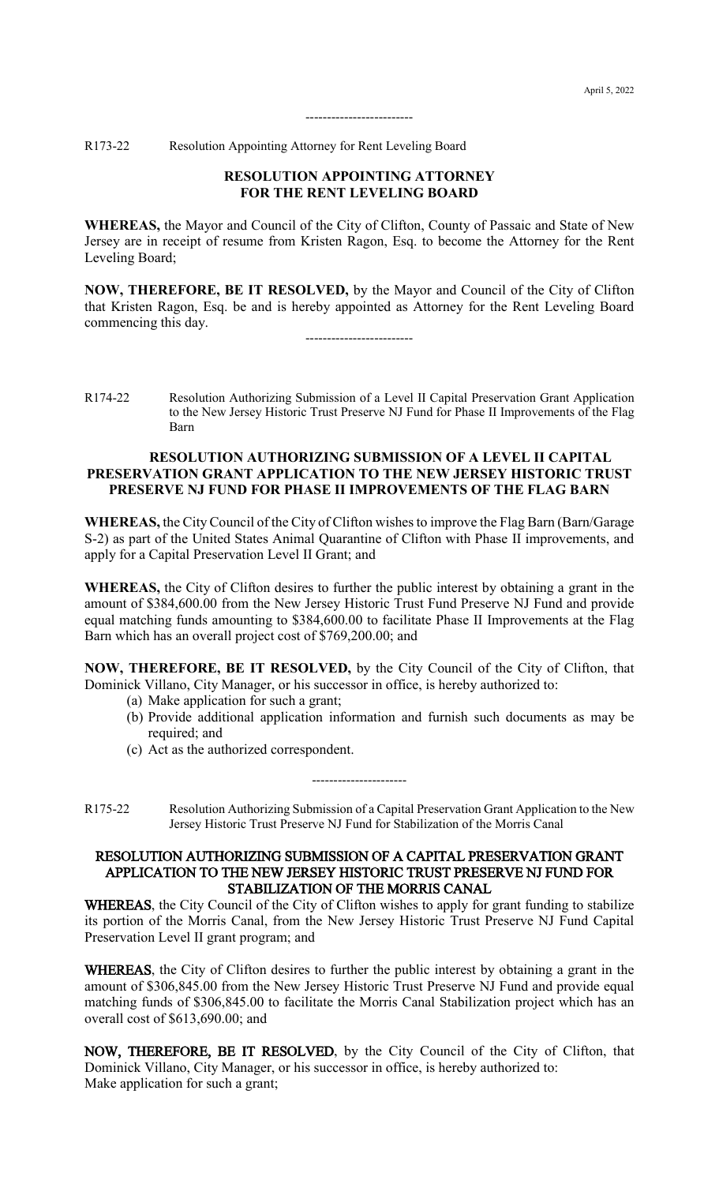-------------------------

R173-22 Resolution Appointing Attorney for Rent Leveling Board

**RESOLUTION APPOINTING ATTORNEY FOR THE RENT LEVELING BOARD**

**WHEREAS,** the Mayor and Council of the City of Clifton, County of Passaic and State of New Jersey are in receipt of resume from Kristen Ragon, Esq. to become the Attorney for the Rent Leveling Board;

**NOW, THEREFORE, BE IT RESOLVED,** by the Mayor and Council of the City of Clifton that Kristen Ragon, Esq. be and is hereby appointed as Attorney for the Rent Leveling Board commencing this day.

-------------------------

R174-22 Resolution Authorizing Submission of a Level II Capital Preservation Grant Application to the New Jersey Historic Trust Preserve NJ Fund for Phase II Improvements of the Flag Barn

**RESOLUTION AUTHORIZING SUBMISSION OF A LEVEL II CAPITAL PRESERVATION GRANT APPLICATION TO THE NEW JERSEY HISTORIC TRUST PRESERVE NJ FUND FOR PHASE II IMPROVEMENTS OF THE FLAG BARN**

**WHEREAS,** the City Council of the City of Clifton wishes to improve the Flag Barn (Barn/Garage S-2) as part of the United States Animal Quarantine of Clifton with Phase II improvements, and apply for a Capital Preservation Level II Grant; and

**WHEREAS,** the City of Clifton desires to further the public interest by obtaining a grant in the amount of $384,600.00 from the New Jersey Historic Trust Fund Preserve NJ Fund and provide equal matching funds amounting to $384,600.00 to facilitate Phase II Improvements at the Flag Barn which has an overall project cost of $769,200.00; and

**NOW, THEREFORE, BE IT RESOLVED,** by the City Council of the City of Clifton, that Dominick Villano, City Manager, or his successor in office, is hereby authorized to:

(a) Make application for such a grant;
(b) Provide additional application information and furnish such documents as may be required; and
(c) Act as the authorized correspondent.

----------------------

R175-22 Resolution Authorizing Submission of a Capital Preservation Grant Application to the New Jersey Historic Trust Preserve NJ Fund for Stabilization of the Morris Canal

**RESOLUTION AUTHORIZING SUBMISSION OF A CAPITAL PRESERVATION GRANT APPLICATION TO THE NEW JERSEY HISTORIC TRUST PRESERVE NJ FUND FOR STABILIZATION OF THE MORRIS CANAL**

**WHEREAS**, the City Council of the City of Clifton wishes to apply for grant funding to stabilize its portion of the Morris Canal, from the New Jersey Historic Trust Preserve NJ Fund Capital Preservation Level II grant program; and

**WHEREAS**, the City of Clifton desires to further the public interest by obtaining a grant in the amount of $306,845.00 from the New Jersey Historic Trust Preserve NJ Fund and provide equal matching funds of $306,845.00 to facilitate the Morris Canal Stabilization project which has an overall cost of $613,690.00; and

**NOW, THEREFORE, BE IT RESOLVED**, by the City Council of the City of Clifton, that Dominick Villano, City Manager, or his successor in office, is hereby authorized to:
Make application for such a grant;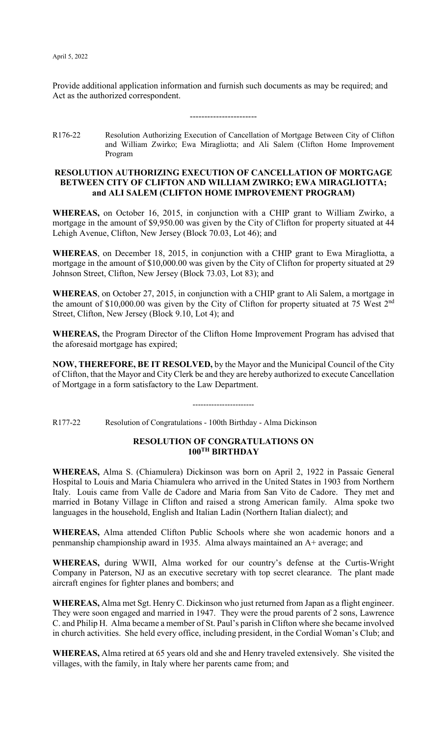Provide additional application information and furnish such documents as may be required; and
Act as the authorized correspondent.

-----------------------

R176-22 Resolution Authorizing Execution of Cancellation of Mortgage Between City of Clifton and William Zwirko; Ewa Miragliotta; and Ali Salem (Clifton Home Improvement Program

**RESOLUTION AUTHORIZING EXECUTION OF CANCELLATION OF MORTGAGE BETWEEN CITY OF CLIFTON AND WILLIAM ZWIRKO; EWA MIRAGLIOTTA; and ALI SALEM (CLIFTON HOME IMPROVEMENT PROGRAM)**

**WHEREAS,** on October 16, 2015, in conjunction with a CHIP grant to William Zwirko, a mortgage in the amount of $9,950.00 was given by the City of Clifton for property situated at 44 Lehigh Avenue, Clifton, New Jersey (Block 70.03, Lot 46); and

**WHEREAS**, on December 18, 2015, in conjunction with a CHIP grant to Ewa Miragliotta, a mortgage in the amount of $10,000.00 was given by the City of Clifton for property situated at 29 Johnson Street, Clifton, New Jersey (Block 73.03, Lot 83); and

**WHEREAS**, on October 27, 2015, in conjunction with a CHIP grant to Ali Salem, a mortgage in the amount of $10,000.00 was given by the City of Clifton for property situated at 75 West 2nd Street, Clifton, New Jersey (Block 9.10, Lot 4); and

**WHEREAS,** the Program Director of the Clifton Home Improvement Program has advised that the aforesaid mortgage has expired;

**NOW, THEREFORE, BE IT RESOLVED,** by the Mayor and the Municipal Council of the City of Clifton, that the Mayor and City Clerk be and they are hereby authorized to execute Cancellation of Mortgage in a form satisfactory to the Law Department.

-----------------------

R177-22 Resolution of Congratulations - 100th Birthday - Alma Dickinson

**RESOLUTION OF CONGRATULATIONS ON 100TH BIRTHDAY**

**WHEREAS,** Alma S. (Chiamulera) Dickinson was born on April 2, 1922 in Passaic General Hospital to Louis and Maria Chiamulera who arrived in the United States in 1903 from Northern Italy. Louis came from Valle de Cadore and Maria from San Vito de Cadore. They met and married in Botany Village in Clifton and raised a strong American family. Alma spoke two languages in the household, English and Italian Ladin (Northern Italian dialect); and

**WHEREAS,** Alma attended Clifton Public Schools where she won academic honors and a penmanship championship award in 1935. Alma always maintained an A+ average; and

**WHEREAS,** during WWII, Alma worked for our country's defense at the Curtis-Wright Company in Paterson, NJ as an executive secretary with top secret clearance. The plant made aircraft engines for fighter planes and bombers; and

**WHEREAS,** Alma met Sgt. Henry C. Dickinson who just returned from Japan as a flight engineer. They were soon engaged and married in 1947. They were the proud parents of 2 sons, Lawrence C. and Philip H. Alma became a member of St. Paul's parish in Clifton where she became involved in church activities. She held every office, including president, in the Cordial Woman's Club; and

**WHEREAS,** Alma retired at 65 years old and she and Henry traveled extensively. She visited the villages, with the family, in Italy where her parents came from; and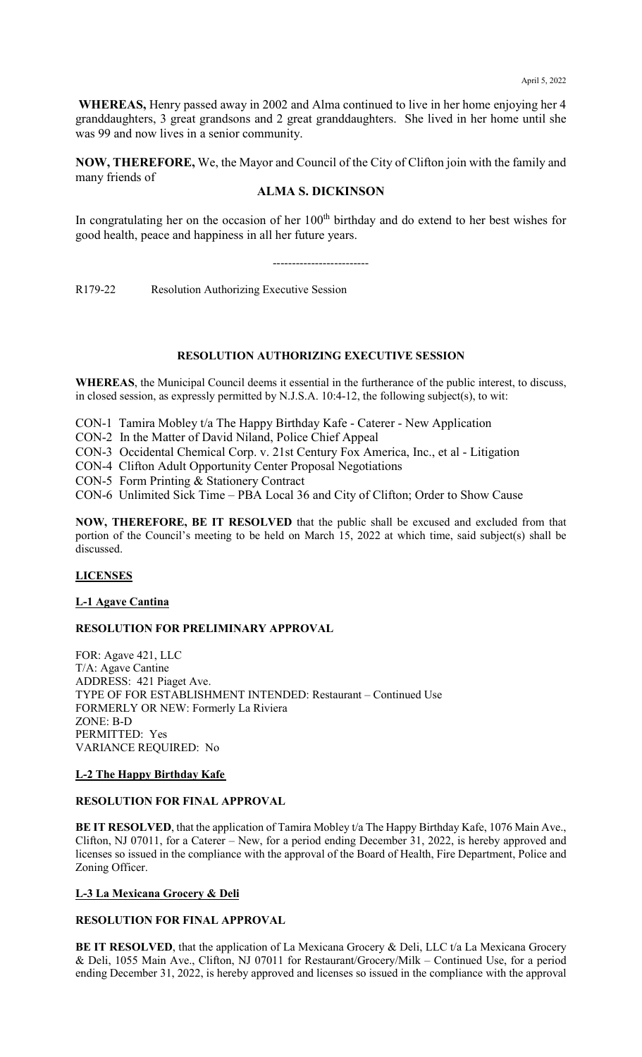**WHEREAS,** Henry passed away in 2002 and Alma continued to live in her home enjoying her 4 granddaughters, 3 great grandsons and 2 great granddaughters. She lived in her home until she was 99 and now lives in a senior community.

**NOW, THEREFORE,** We, the Mayor and Council of the City of Clifton join with the family and many friends of

**ALMA S. DICKINSON**

In congratulating her on the occasion of her 100th birthday and do extend to her best wishes for good health, peace and happiness in all her future years.

-------------------------

R179-22 Resolution Authorizing Executive Session

**RESOLUTION AUTHORIZING EXECUTIVE SESSION**

**WHEREAS**, the Municipal Council deems it essential in the furtherance of the public interest, to discuss, in closed session, as expressly permitted by N.J.S.A. 10:4-12, the following subject(s), to wit:

CON-1 Tamira Mobley t/a The Happy Birthday Kafe - Caterer - New Application
CON-2 In the Matter of David Niland, Police Chief Appeal
CON-3 Occidental Chemical Corp. v. 21st Century Fox America, Inc., et al - Litigation
CON-4 Clifton Adult Opportunity Center Proposal Negotiations
CON-5 Form Printing & Stationery Contract
CON-6 Unlimited Sick Time – PBA Local 36 and City of Clifton; Order to Show Cause

**NOW, THEREFORE, BE IT RESOLVED** that the public shall be excused and excluded from that portion of the Council's meeting to be held on March 15, 2022 at which time, said subject(s) shall be discussed.

**LICENSES**

**L-1 Agave Cantina**

**RESOLUTION FOR PRELIMINARY APPROVAL**

FOR: Agave 421, LLC
T/A: Agave Cantine
ADDRESS: 421 Piaget Ave.
TYPE OF FOR ESTABLISHMENT INTENDED: Restaurant – Continued Use
FORMERLY OR NEW: Formerly La Riviera
ZONE: B-D
PERMITTED: Yes
VARIANCE REQUIRED: No

**L-2 The Happy Birthday Kafe**

**RESOLUTION FOR FINAL APPROVAL**

**BE IT RESOLVED**, that the application of Tamira Mobley t/a The Happy Birthday Kafe, 1076 Main Ave., Clifton, NJ 07011, for a Caterer – New, for a period ending December 31, 2022, is hereby approved and licenses so issued in the compliance with the approval of the Board of Health, Fire Department, Police and Zoning Officer.

**L-3 La Mexicana Grocery & Deli**

**RESOLUTION FOR FINAL APPROVAL**

**BE IT RESOLVED**, that the application of La Mexicana Grocery & Deli, LLC t/a La Mexicana Grocery & Deli, 1055 Main Ave., Clifton, NJ 07011 for Restaurant/Grocery/Milk – Continued Use, for a period ending December 31, 2022, is hereby approved and licenses so issued in the compliance with the approval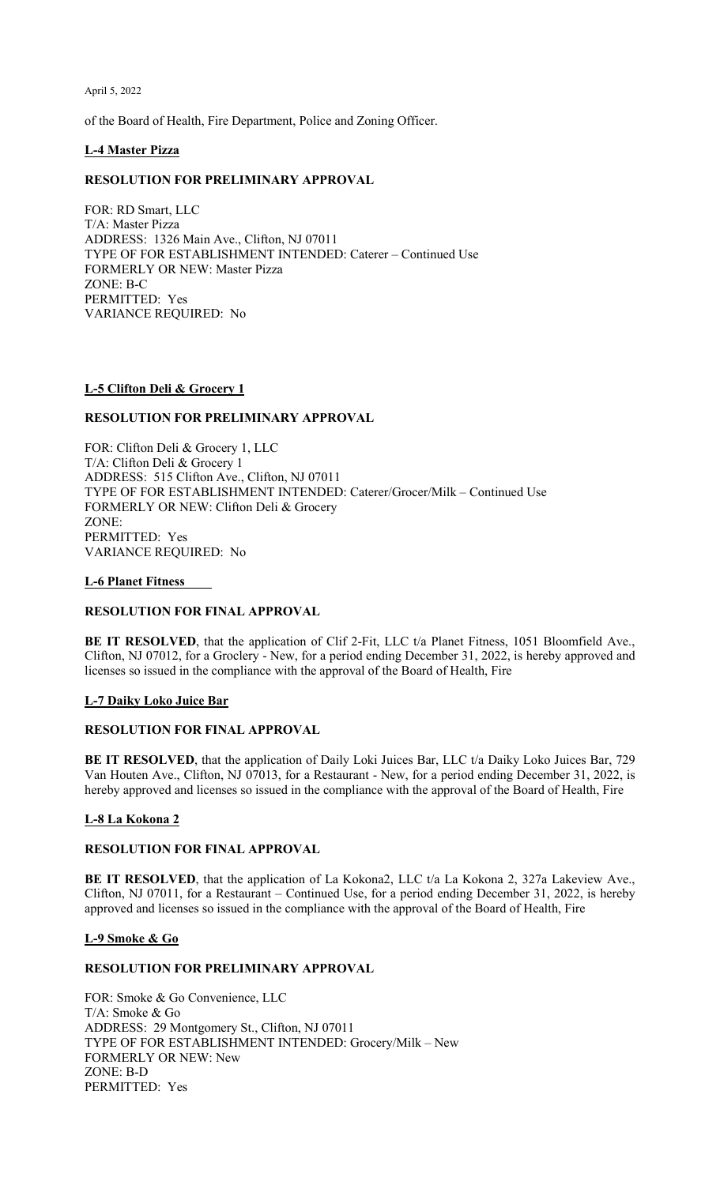of the Board of Health, Fire Department, Police and Zoning Officer.

**L-4 Master Pizza**

**RESOLUTION FOR PRELIMINARY APPROVAL**

FOR: RD Smart, LLC
T/A: Master Pizza
ADDRESS: 1326 Main Ave., Clifton, NJ 07011
TYPE OF FOR ESTABLISHMENT INTENDED: Caterer – Continued Use
FORMERLY OR NEW: Master Pizza
ZONE: B-C
PERMITTED: Yes
VARIANCE REQUIRED: No

**L-5 Clifton Deli & Grocery 1**

**RESOLUTION FOR PRELIMINARY APPROVAL**

FOR: Clifton Deli & Grocery 1, LLC
T/A: Clifton Deli & Grocery 1
ADDRESS: 515 Clifton Ave., Clifton, NJ 07011
TYPE OF FOR ESTABLISHMENT INTENDED: Caterer/Grocer/Milk – Continued Use
FORMERLY OR NEW: Clifton Deli & Grocery
ZONE:
PERMITTED: Yes
VARIANCE REQUIRED: No

**L-6 Planet Fitness**

**RESOLUTION FOR FINAL APPROVAL**

**BE IT RESOLVED**, that the application of Clif 2-Fit, LLC t/a Planet Fitness, 1051 Bloomfield Ave., Clifton, NJ 07012, for a Groclery - New, for a period ending December 31, 2022, is hereby approved and licenses so issued in the compliance with the approval of the Board of Health, Fire

**L-7 Daiky Loko Juice Bar**

**RESOLUTION FOR FINAL APPROVAL**

**BE IT RESOLVED**, that the application of Daily Loki Juices Bar, LLC t/a Daiky Loko Juices Bar, 729 Van Houten Ave., Clifton, NJ 07013, for a Restaurant - New, for a period ending December 31, 2022, is hereby approved and licenses so issued in the compliance with the approval of the Board of Health, Fire

**L-8 La Kokona 2**

**RESOLUTION FOR FINAL APPROVAL**

**BE IT RESOLVED**, that the application of La Kokona2, LLC t/a La Kokona 2, 327a Lakeview Ave., Clifton, NJ 07011, for a Restaurant – Continued Use, for a period ending December 31, 2022, is hereby approved and licenses so issued in the compliance with the approval of the Board of Health, Fire

**L-9 Smoke & Go**

**RESOLUTION FOR PRELIMINARY APPROVAL**

FOR: Smoke & Go Convenience, LLC
T/A: Smoke & Go
ADDRESS: 29 Montgomery St., Clifton, NJ 07011
TYPE OF FOR ESTABLISHMENT INTENDED: Grocery/Milk – New
FORMERLY OR NEW: New
ZONE: B-D
PERMITTED: Yes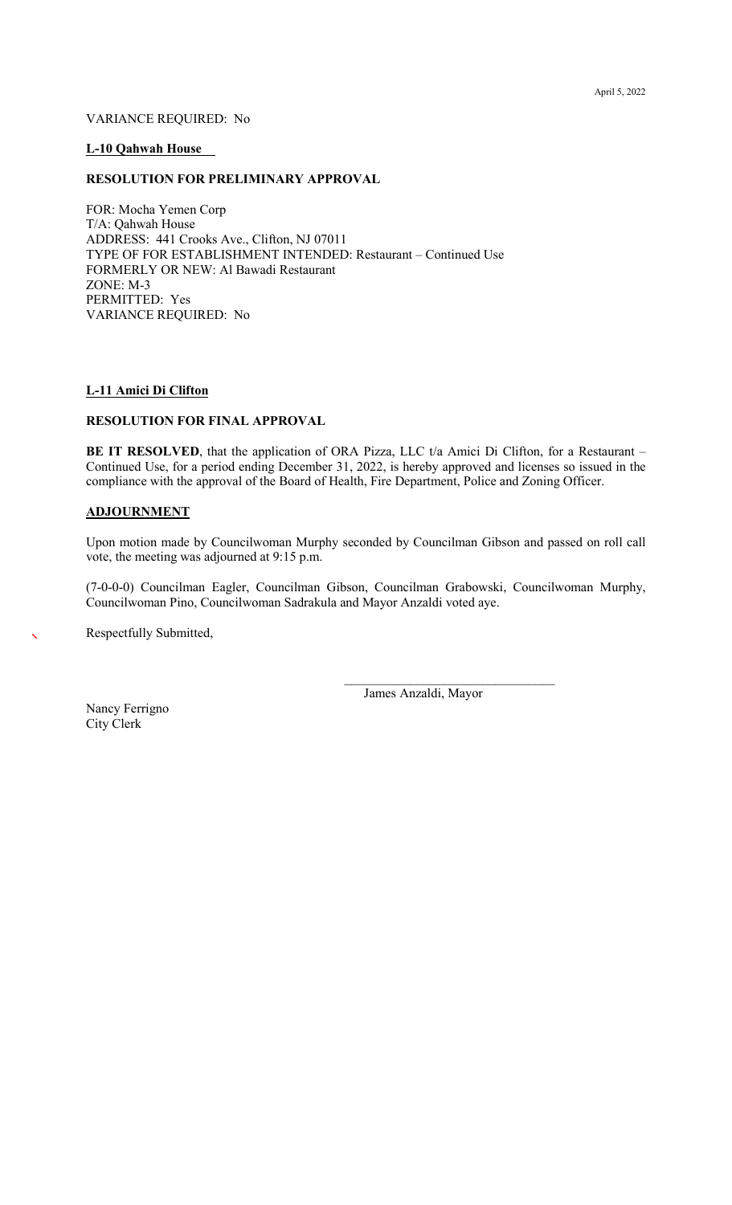VARIANCE REQUIRED: No

**L-10 Qahwah House**

**RESOLUTION FOR PRELIMINARY APPROVAL**

FOR: Mocha Yemen Corp
T/A: Qahwah House
ADDRESS: 441 Crooks Ave., Clifton, NJ 07011
TYPE OF FOR ESTABLISHMENT INTENDED: Restaurant – Continued Use
FORMERLY OR NEW: Al Bawadi Restaurant
ZONE: M-3
PERMITTED: Yes
VARIANCE REQUIRED: No

**L-11 Amici Di Clifton**

**RESOLUTION FOR FINAL APPROVAL**

**BE IT RESOLVED**, that the application of ORA Pizza, LLC t/a Amici Di Clifton, for a Restaurant – Continued Use, for a period ending December 31, 2022, is hereby approved and licenses so issued in the compliance with the approval of the Board of Health, Fire Department, Police and Zoning Officer.

**ADJOURNMENT**

Upon motion made by Councilwoman Murphy seconded by Councilman Gibson and passed on roll call vote, the meeting was adjourned at 9:15 p.m.

(7-0-0-0) Councilman Eagler, Councilman Gibson, Councilman Grabowski, Councilwoman Murphy, Councilwoman Pino, Councilwoman Sadrakula and Mayor Anzaldi voted aye.

Respectfully Submitted,

\_\_\_\_\_\_\_\_\_\_\_\_\_\_\_\_\_\_\_\_\_\_\_\_\_\_\_\_\_\_\_\_
James Anzaldi, Mayor

Nancy Ferrigno
City Clerk